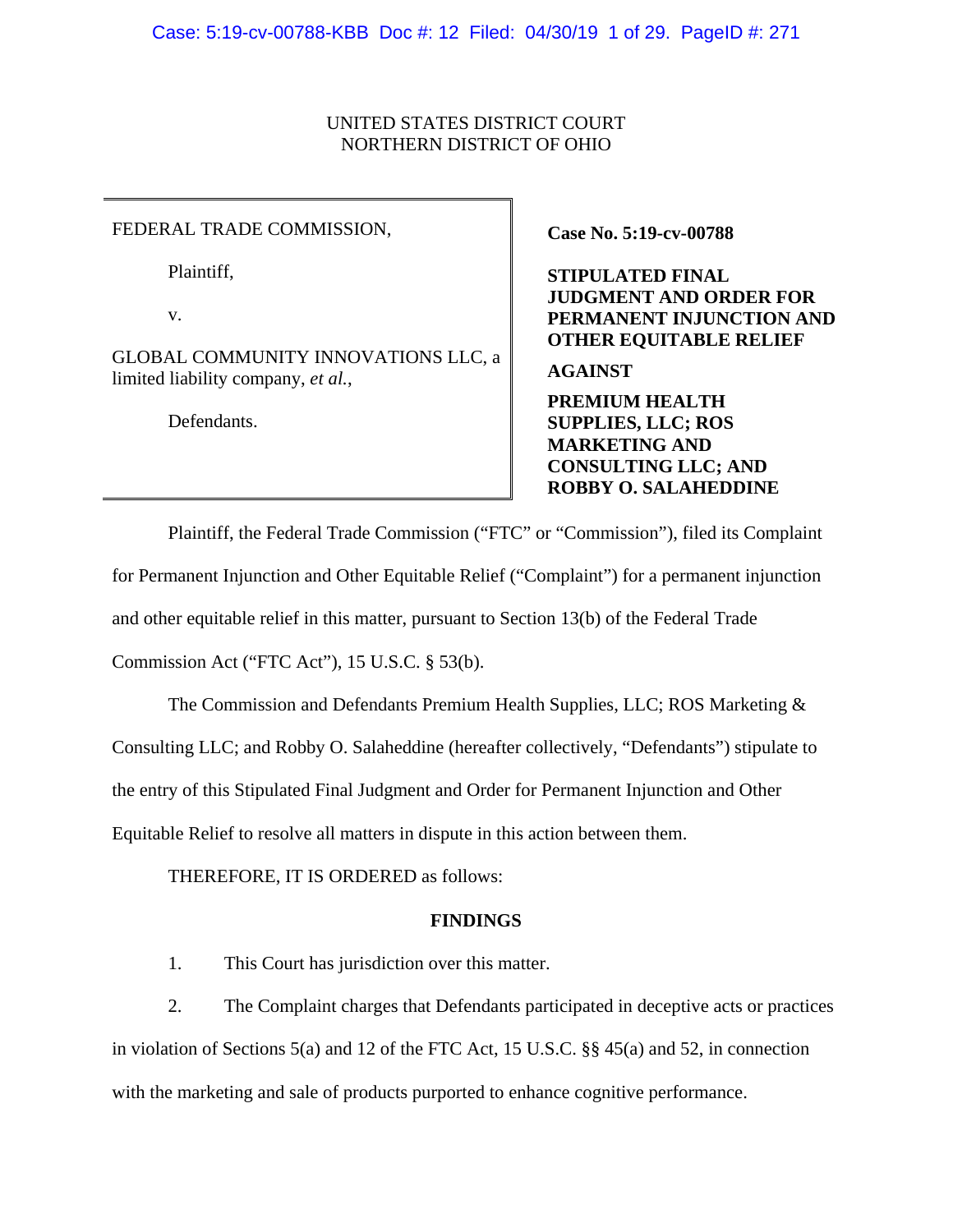UNITED STATES DISTRICT COURT
NORTHERN DISTRICT OF OHIO

| | |
|---|---|
| FEDERAL TRADE COMMISSION,<br><br>Plaintiff,<br><br>v.<br><br>GLOBAL COMMUNITY INNOVATIONS LLC, a limited liability company, *et al.*,<br><br>Defendants. | **Case No. 5:19-cv-00788**<br><br>**STIPULATED FINAL JUDGMENT AND ORDER FOR PERMANENT INJUNCTION AND OTHER EQUITABLE RELIEF**<br><br>**AGAINST**<br><br>**PREMIUM HEALTH SUPPLIES, LLC; ROS MARKETING AND CONSULTING LLC; AND ROBBY O. SALAHEDDINE** |

Plaintiff, the Federal Trade Commission ("FTC" or "Commission"), filed its Complaint for Permanent Injunction and Other Equitable Relief ("Complaint") for a permanent injunction and other equitable relief in this matter, pursuant to Section 13(b) of the Federal Trade Commission Act ("FTC Act"), 15 U.S.C. § 53(b).

The Commission and Defendants Premium Health Supplies, LLC; ROS Marketing & Consulting LLC; and Robby O. Salaheddine (hereafter collectively, "Defendants") stipulate to the entry of this Stipulated Final Judgment and Order for Permanent Injunction and Other Equitable Relief to resolve all matters in dispute in this action between them.

THEREFORE, IT IS ORDERED as follows:

## FINDINGS

1. This Court has jurisdiction over this matter.

2. The Complaint charges that Defendants participated in deceptive acts or practices in violation of Sections 5(a) and 12 of the FTC Act, 15 U.S.C. §§ 45(a) and 52, in connection with the marketing and sale of products purported to enhance cognitive performance.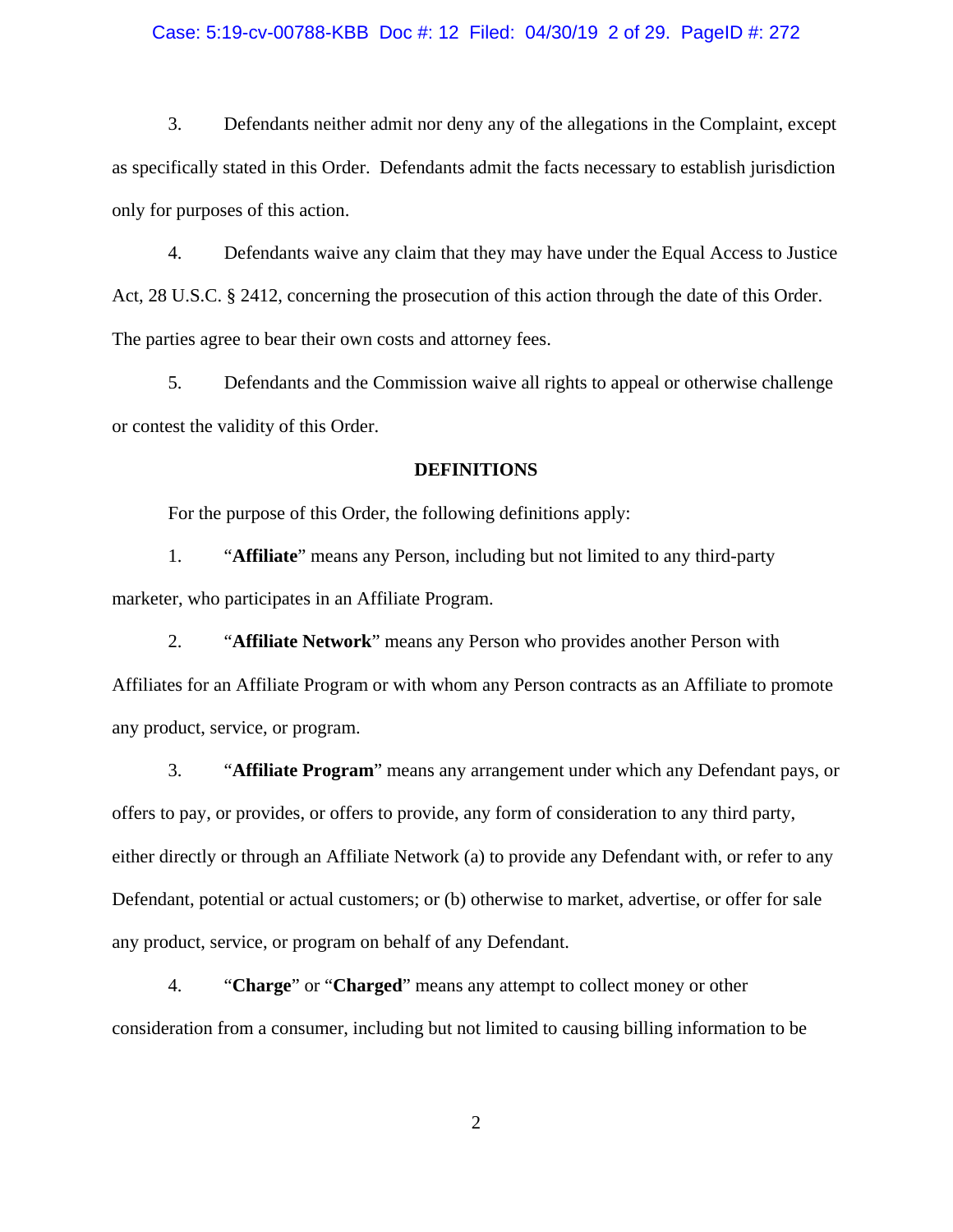3. Defendants neither admit nor deny any of the allegations in the Complaint, except as specifically stated in this Order. Defendants admit the facts necessary to establish jurisdiction only for purposes of this action.

4. Defendants waive any claim that they may have under the Equal Access to Justice Act, 28 U.S.C. § 2412, concerning the prosecution of this action through the date of this Order. The parties agree to bear their own costs and attorney fees.

5. Defendants and the Commission waive all rights to appeal or otherwise challenge or contest the validity of this Order.

## DEFINITIONS

For the purpose of this Order, the following definitions apply:

1. "**Affiliate**" means any Person, including but not limited to any third-party marketer, who participates in an Affiliate Program.

2. "**Affiliate Network**" means any Person who provides another Person with Affiliates for an Affiliate Program or with whom any Person contracts as an Affiliate to promote any product, service, or program.

3. "**Affiliate Program**" means any arrangement under which any Defendant pays, or offers to pay, or provides, or offers to provide, any form of consideration to any third party, either directly or through an Affiliate Network (a) to provide any Defendant with, or refer to any Defendant, potential or actual customers; or (b) otherwise to market, advertise, or offer for sale any product, service, or program on behalf of any Defendant.

4. "**Charge**" or "**Charged**" means any attempt to collect money or other consideration from a consumer, including but not limited to causing billing information to be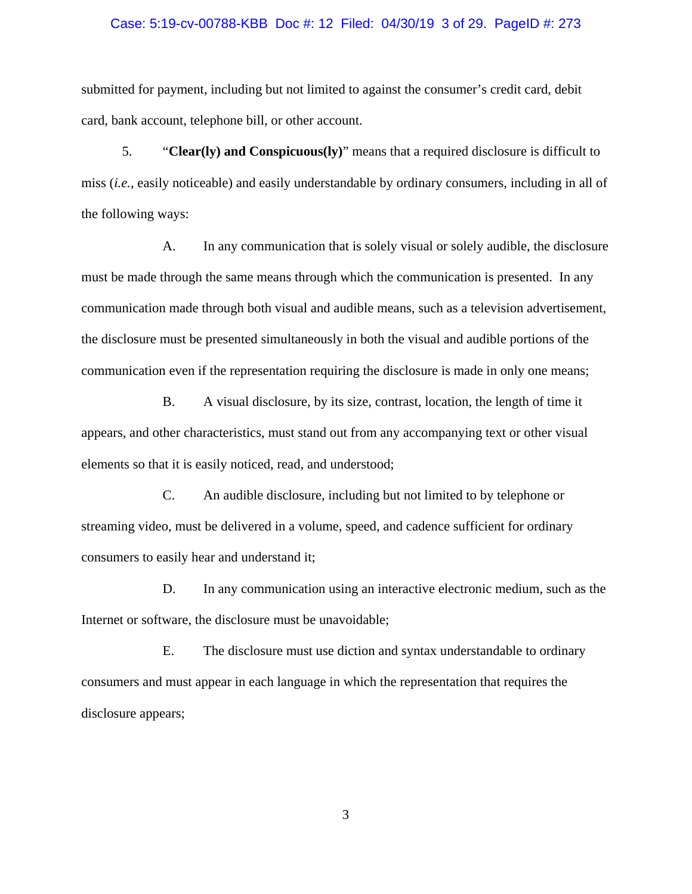submitted for payment, including but not limited to against the consumer's credit card, debit card, bank account, telephone bill, or other account.

5. "**Clear(ly) and Conspicuous(ly)**" means that a required disclosure is difficult to miss (*i.e.*, easily noticeable) and easily understandable by ordinary consumers, including in all of the following ways:

A. In any communication that is solely visual or solely audible, the disclosure must be made through the same means through which the communication is presented. In any communication made through both visual and audible means, such as a television advertisement, the disclosure must be presented simultaneously in both the visual and audible portions of the communication even if the representation requiring the disclosure is made in only one means;

B. A visual disclosure, by its size, contrast, location, the length of time it appears, and other characteristics, must stand out from any accompanying text or other visual elements so that it is easily noticed, read, and understood;

C. An audible disclosure, including but not limited to by telephone or streaming video, must be delivered in a volume, speed, and cadence sufficient for ordinary consumers to easily hear and understand it;

D. In any communication using an interactive electronic medium, such as the Internet or software, the disclosure must be unavoidable;

E. The disclosure must use diction and syntax understandable to ordinary consumers and must appear in each language in which the representation that requires the disclosure appears;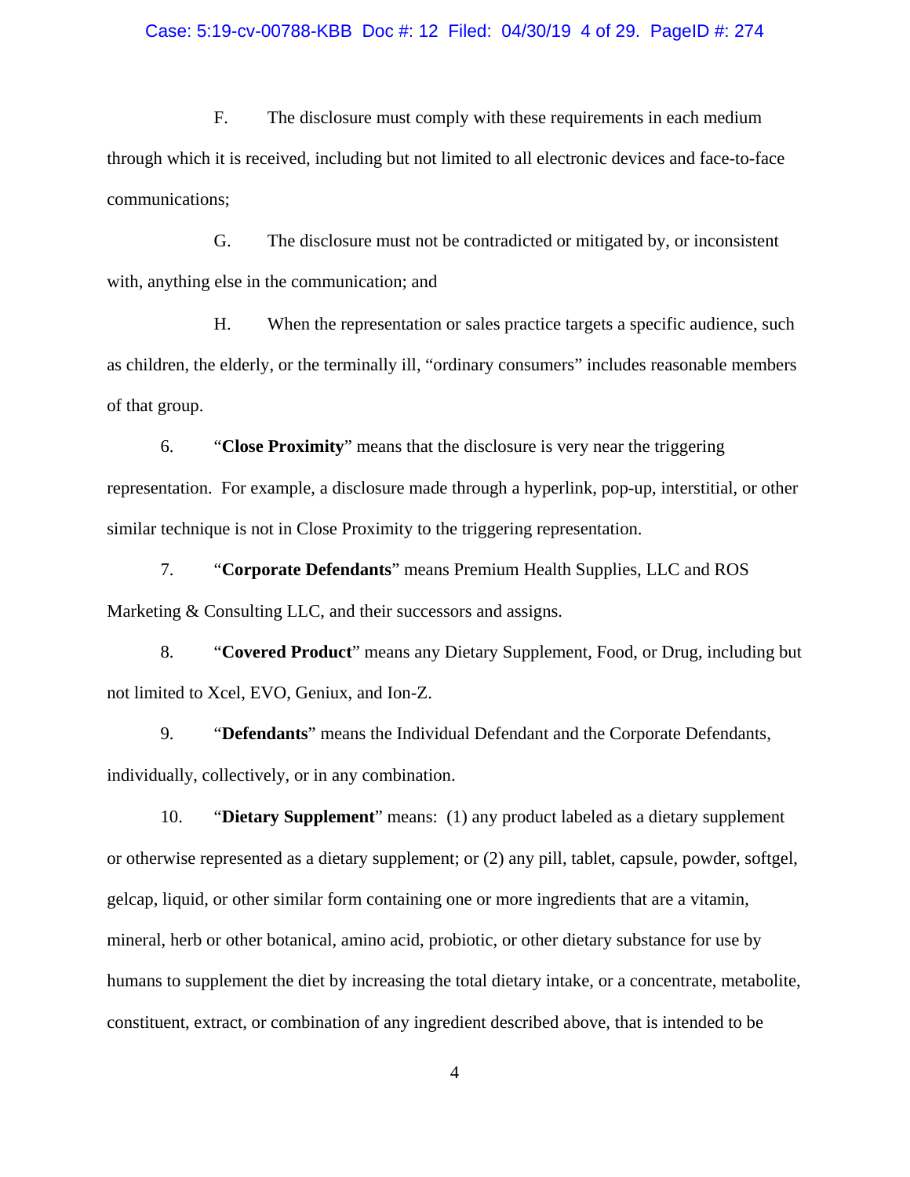F. The disclosure must comply with these requirements in each medium through which it is received, including but not limited to all electronic devices and face-to-face communications;

G. The disclosure must not be contradicted or mitigated by, or inconsistent with, anything else in the communication; and

H. When the representation or sales practice targets a specific audience, such as children, the elderly, or the terminally ill, "ordinary consumers" includes reasonable members of that group.

6. "**Close Proximity**" means that the disclosure is very near the triggering representation. For example, a disclosure made through a hyperlink, pop-up, interstitial, or other similar technique is not in Close Proximity to the triggering representation.

7. "**Corporate Defendants**" means Premium Health Supplies, LLC and ROS Marketing & Consulting LLC, and their successors and assigns.

8. "**Covered Product**" means any Dietary Supplement, Food, or Drug, including but not limited to Xcel, EVO, Geniux, and Ion-Z.

9. "**Defendants**" means the Individual Defendant and the Corporate Defendants, individually, collectively, or in any combination.

10. "**Dietary Supplement**" means: (1) any product labeled as a dietary supplement or otherwise represented as a dietary supplement; or (2) any pill, tablet, capsule, powder, softgel, gelcap, liquid, or other similar form containing one or more ingredients that are a vitamin, mineral, herb or other botanical, amino acid, probiotic, or other dietary substance for use by humans to supplement the diet by increasing the total dietary intake, or a concentrate, metabolite, constituent, extract, or combination of any ingredient described above, that is intended to be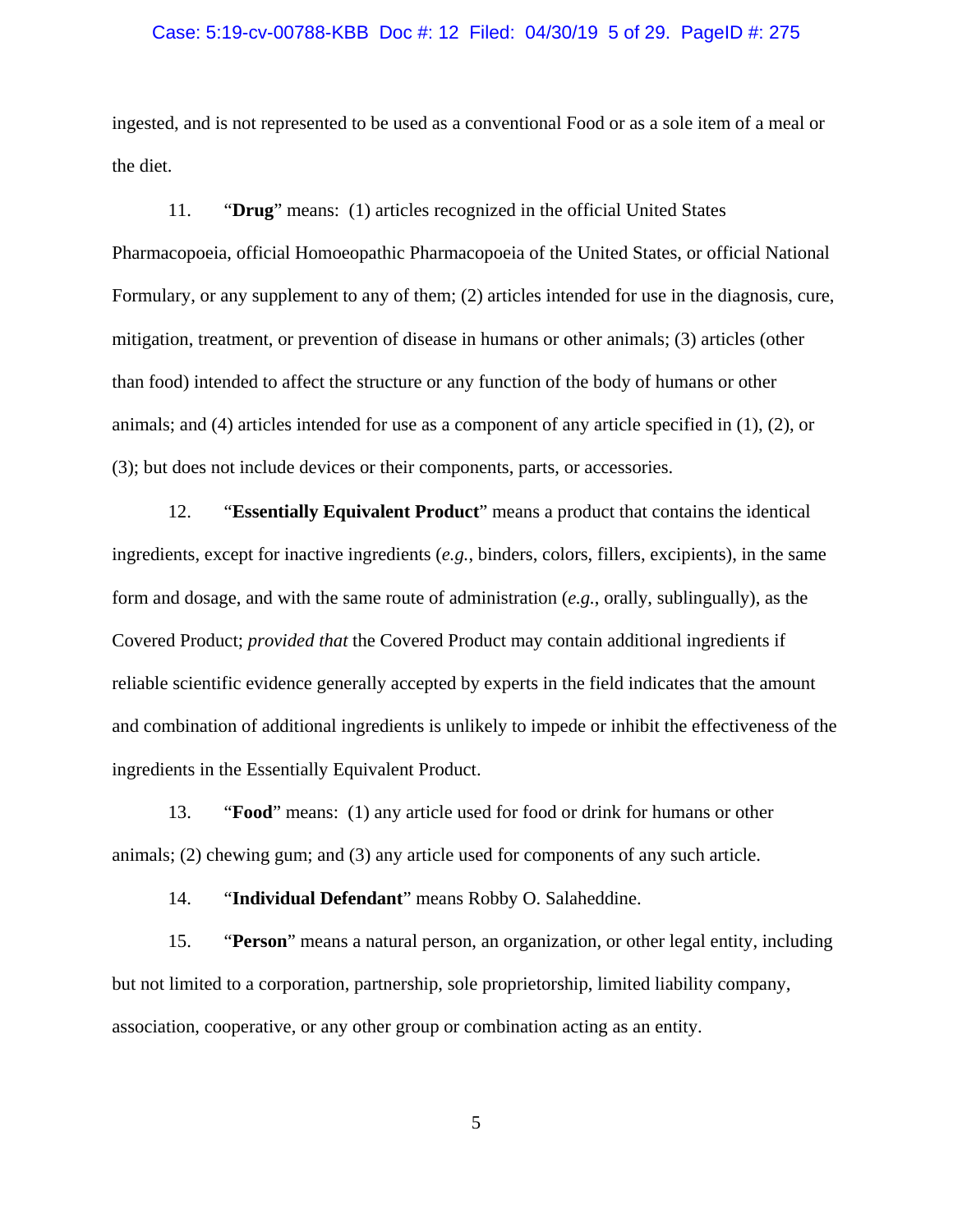ingested, and is not represented to be used as a conventional Food or as a sole item of a meal or the diet.

11. “**Drug**” means: (1) articles recognized in the official United States Pharmacopoeia, official Homoeopathic Pharmacopoeia of the United States, or official National Formulary, or any supplement to any of them; (2) articles intended for use in the diagnosis, cure, mitigation, treatment, or prevention of disease in humans or other animals; (3) articles (other than food) intended to affect the structure or any function of the body of humans or other animals; and (4) articles intended for use as a component of any article specified in (1), (2), or (3); but does not include devices or their components, parts, or accessories.

12. “**Essentially Equivalent Product**” means a product that contains the identical ingredients, except for inactive ingredients (*e.g.*, binders, colors, fillers, excipients), in the same form and dosage, and with the same route of administration (*e.g.*, orally, sublingually), as the Covered Product; *provided that* the Covered Product may contain additional ingredients if reliable scientific evidence generally accepted by experts in the field indicates that the amount and combination of additional ingredients is unlikely to impede or inhibit the effectiveness of the ingredients in the Essentially Equivalent Product.

13. “**Food**” means: (1) any article used for food or drink for humans or other animals; (2) chewing gum; and (3) any article used for components of any such article.

14. “**Individual Defendant**” means Robby O. Salaheddine.

15. “**Person**” means a natural person, an organization, or other legal entity, including but not limited to a corporation, partnership, sole proprietorship, limited liability company, association, cooperative, or any other group or combination acting as an entity.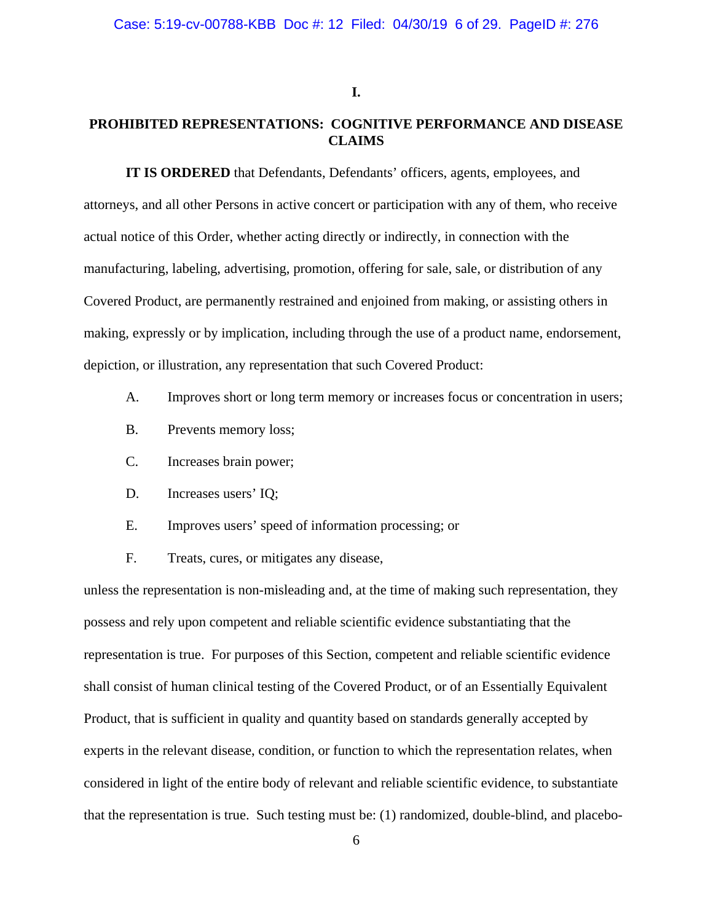## I.

## PROHIBITED REPRESENTATIONS: COGNITIVE PERFORMANCE AND DISEASE CLAIMS

**IT IS ORDERED** that Defendants, Defendants' officers, agents, employees, and attorneys, and all other Persons in active concert or participation with any of them, who receive actual notice of this Order, whether acting directly or indirectly, in connection with the manufacturing, labeling, advertising, promotion, offering for sale, sale, or distribution of any Covered Product, are permanently restrained and enjoined from making, or assisting others in making, expressly or by implication, including through the use of a product name, endorsement, depiction, or illustration, any representation that such Covered Product:

A. Improves short or long term memory or increases focus or concentration in users;

B. Prevents memory loss;

C. Increases brain power;

D. Increases users' IQ;

E. Improves users' speed of information processing; or

F. Treats, cures, or mitigates any disease,

unless the representation is non-misleading and, at the time of making such representation, they possess and rely upon competent and reliable scientific evidence substantiating that the representation is true. For purposes of this Section, competent and reliable scientific evidence shall consist of human clinical testing of the Covered Product, or of an Essentially Equivalent Product, that is sufficient in quality and quantity based on standards generally accepted by experts in the relevant disease, condition, or function to which the representation relates, when considered in light of the entire body of relevant and reliable scientific evidence, to substantiate that the representation is true. Such testing must be: (1) randomized, double-blind, and placebo-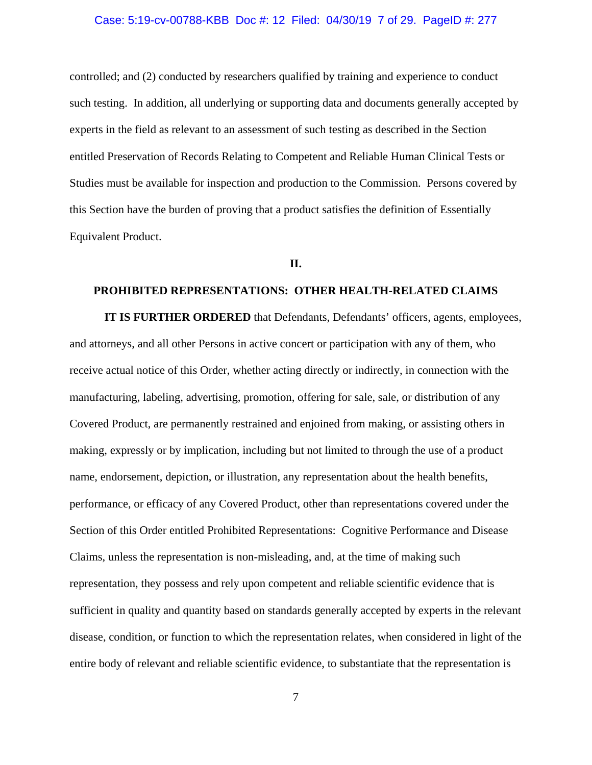controlled; and (2) conducted by researchers qualified by training and experience to conduct such testing. In addition, all underlying or supporting data and documents generally accepted by experts in the field as relevant to an assessment of such testing as described in the Section entitled Preservation of Records Relating to Competent and Reliable Human Clinical Tests or Studies must be available for inspection and production to the Commission. Persons covered by this Section have the burden of proving that a product satisfies the definition of Essentially Equivalent Product.

## II.

## PROHIBITED REPRESENTATIONS: OTHER HEALTH-RELATED CLAIMS

**IT IS FURTHER ORDERED** that Defendants, Defendants' officers, agents, employees, and attorneys, and all other Persons in active concert or participation with any of them, who receive actual notice of this Order, whether acting directly or indirectly, in connection with the manufacturing, labeling, advertising, promotion, offering for sale, sale, or distribution of any Covered Product, are permanently restrained and enjoined from making, or assisting others in making, expressly or by implication, including but not limited to through the use of a product name, endorsement, depiction, or illustration, any representation about the health benefits, performance, or efficacy of any Covered Product, other than representations covered under the Section of this Order entitled Prohibited Representations: Cognitive Performance and Disease Claims, unless the representation is non-misleading, and, at the time of making such representation, they possess and rely upon competent and reliable scientific evidence that is sufficient in quality and quantity based on standards generally accepted by experts in the relevant disease, condition, or function to which the representation relates, when considered in light of the entire body of relevant and reliable scientific evidence, to substantiate that the representation is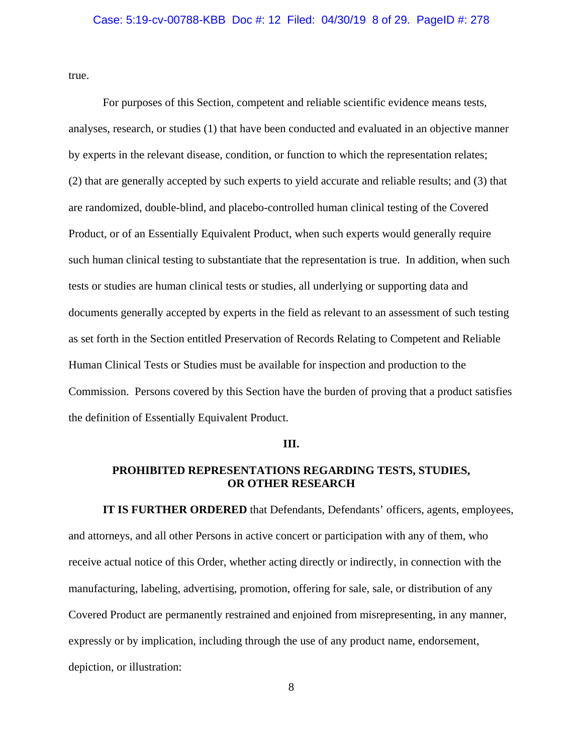true.

For purposes of this Section, competent and reliable scientific evidence means tests, analyses, research, or studies (1) that have been conducted and evaluated in an objective manner by experts in the relevant disease, condition, or function to which the representation relates; (2) that are generally accepted by such experts to yield accurate and reliable results; and (3) that are randomized, double-blind, and placebo-controlled human clinical testing of the Covered Product, or of an Essentially Equivalent Product, when such experts would generally require such human clinical testing to substantiate that the representation is true. In addition, when such tests or studies are human clinical tests or studies, all underlying or supporting data and documents generally accepted by experts in the field as relevant to an assessment of such testing as set forth in the Section entitled Preservation of Records Relating to Competent and Reliable Human Clinical Tests or Studies must be available for inspection and production to the Commission. Persons covered by this Section have the burden of proving that a product satisfies the definition of Essentially Equivalent Product.

## III.

## PROHIBITED REPRESENTATIONS REGARDING TESTS, STUDIES, OR OTHER RESEARCH

**IT IS FURTHER ORDERED** that Defendants, Defendants' officers, agents, employees, and attorneys, and all other Persons in active concert or participation with any of them, who receive actual notice of this Order, whether acting directly or indirectly, in connection with the manufacturing, labeling, advertising, promotion, offering for sale, sale, or distribution of any Covered Product are permanently restrained and enjoined from misrepresenting, in any manner, expressly or by implication, including through the use of any product name, endorsement, depiction, or illustration: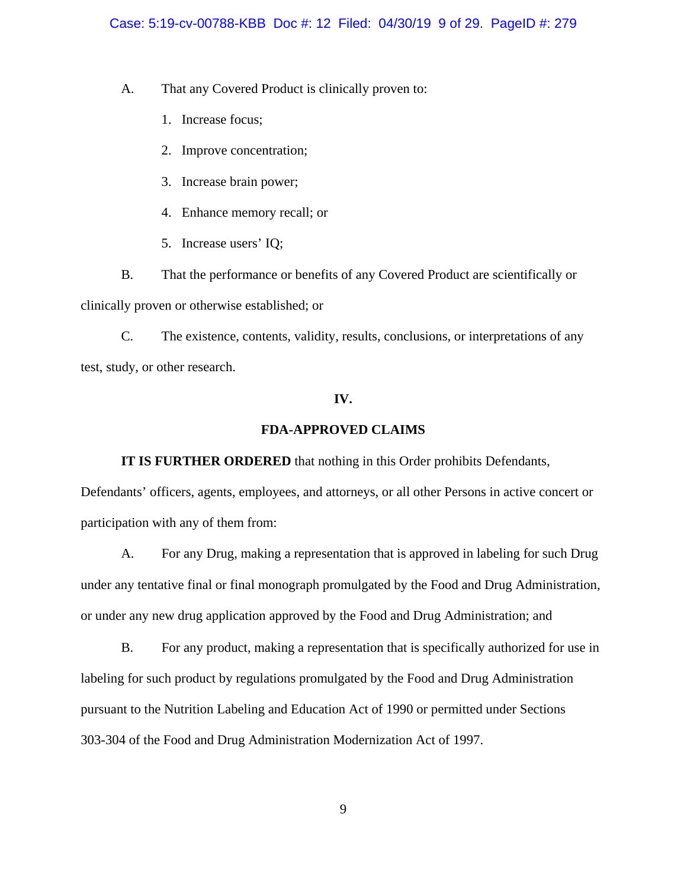A. That any Covered Product is clinically proven to:

1. Increase focus;
2. Improve concentration;
3. Increase brain power;
4. Enhance memory recall; or
5. Increase users' IQ;

B. That the performance or benefits of any Covered Product are scientifically or clinically proven or otherwise established; or

C. The existence, contents, validity, results, conclusions, or interpretations of any test, study, or other research.

## IV.

## FDA-APPROVED CLAIMS

**IT IS FURTHER ORDERED** that nothing in this Order prohibits Defendants, Defendants' officers, agents, employees, and attorneys, or all other Persons in active concert or participation with any of them from:

A. For any Drug, making a representation that is approved in labeling for such Drug under any tentative final or final monograph promulgated by the Food and Drug Administration, or under any new drug application approved by the Food and Drug Administration; and

B. For any product, making a representation that is specifically authorized for use in labeling for such product by regulations promulgated by the Food and Drug Administration pursuant to the Nutrition Labeling and Education Act of 1990 or permitted under Sections 303-304 of the Food and Drug Administration Modernization Act of 1997.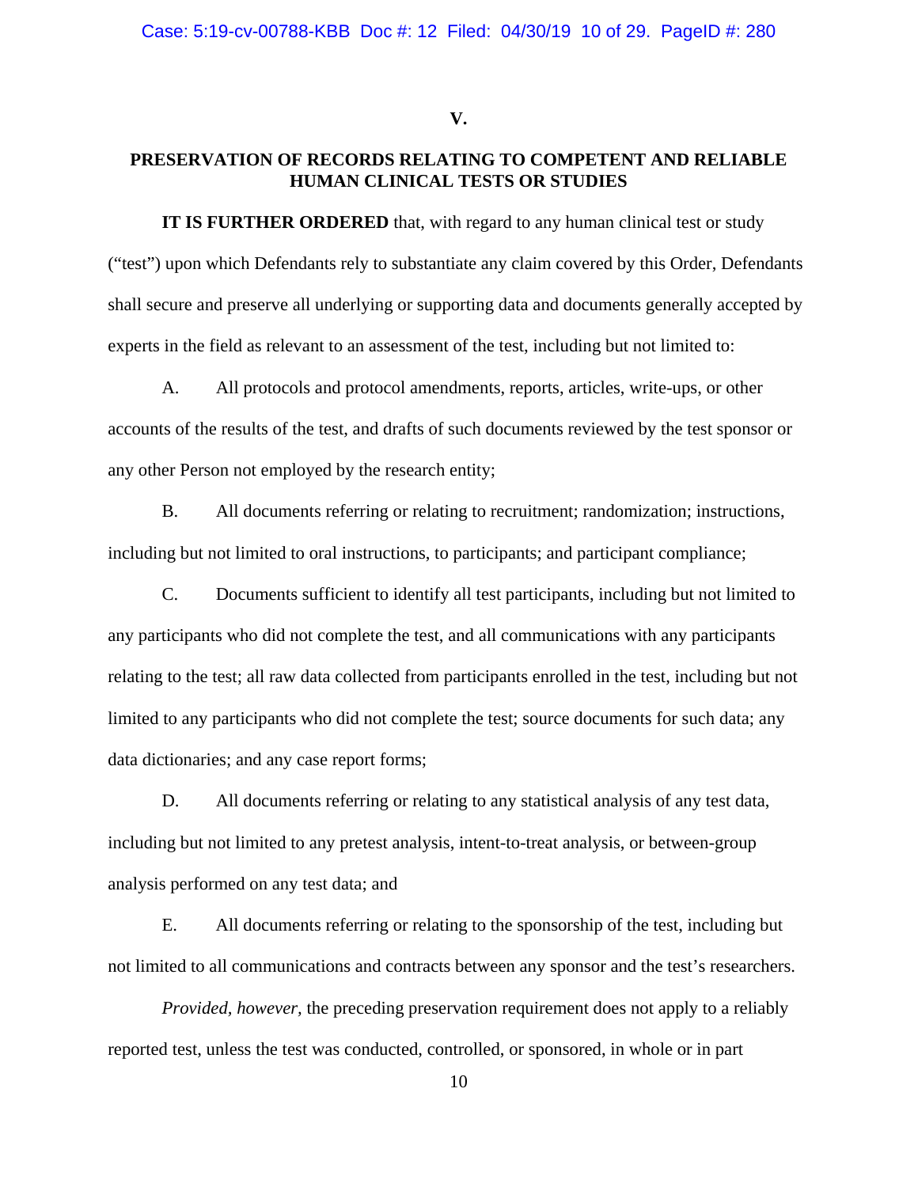## V.

## PRESERVATION OF RECORDS RELATING TO COMPETENT AND RELIABLE HUMAN CLINICAL TESTS OR STUDIES

**IT IS FURTHER ORDERED** that, with regard to any human clinical test or study ("test") upon which Defendants rely to substantiate any claim covered by this Order, Defendants shall secure and preserve all underlying or supporting data and documents generally accepted by experts in the field as relevant to an assessment of the test, including but not limited to:

A. All protocols and protocol amendments, reports, articles, write-ups, or other accounts of the results of the test, and drafts of such documents reviewed by the test sponsor or any other Person not employed by the research entity;

B. All documents referring or relating to recruitment; randomization; instructions, including but not limited to oral instructions, to participants; and participant compliance;

C. Documents sufficient to identify all test participants, including but not limited to any participants who did not complete the test, and all communications with any participants relating to the test; all raw data collected from participants enrolled in the test, including but not limited to any participants who did not complete the test; source documents for such data; any data dictionaries; and any case report forms;

D. All documents referring or relating to any statistical analysis of any test data, including but not limited to any pretest analysis, intent-to-treat analysis, or between-group analysis performed on any test data; and

E. All documents referring or relating to the sponsorship of the test, including but not limited to all communications and contracts between any sponsor and the test's researchers.

*Provided, however,* the preceding preservation requirement does not apply to a reliably reported test, unless the test was conducted, controlled, or sponsored, in whole or in part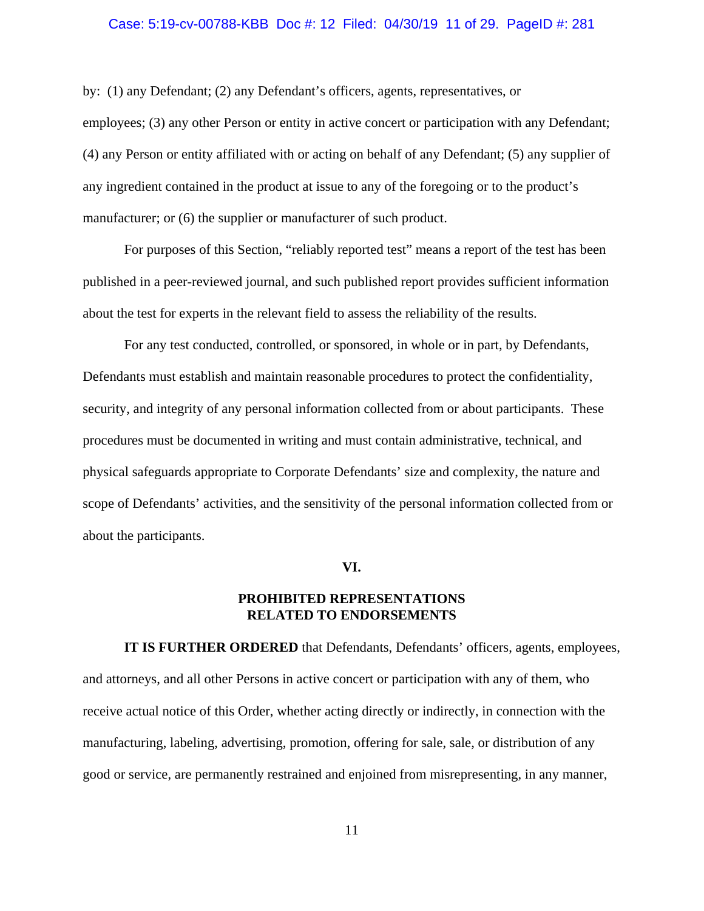by: (1) any Defendant; (2) any Defendant's officers, agents, representatives, or employees; (3) any other Person or entity in active concert or participation with any Defendant; (4) any Person or entity affiliated with or acting on behalf of any Defendant; (5) any supplier of any ingredient contained in the product at issue to any of the foregoing or to the product's manufacturer; or (6) the supplier or manufacturer of such product.

For purposes of this Section, "reliably reported test" means a report of the test has been published in a peer-reviewed journal, and such published report provides sufficient information about the test for experts in the relevant field to assess the reliability of the results.

For any test conducted, controlled, or sponsored, in whole or in part, by Defendants, Defendants must establish and maintain reasonable procedures to protect the confidentiality, security, and integrity of any personal information collected from or about participants. These procedures must be documented in writing and must contain administrative, technical, and physical safeguards appropriate to Corporate Defendants' size and complexity, the nature and scope of Defendants' activities, and the sensitivity of the personal information collected from or about the participants.

## VI.

## PROHIBITED REPRESENTATIONS RELATED TO ENDORSEMENTS

**IT IS FURTHER ORDERED** that Defendants, Defendants' officers, agents, employees, and attorneys, and all other Persons in active concert or participation with any of them, who receive actual notice of this Order, whether acting directly or indirectly, in connection with the manufacturing, labeling, advertising, promotion, offering for sale, sale, or distribution of any good or service, are permanently restrained and enjoined from misrepresenting, in any manner,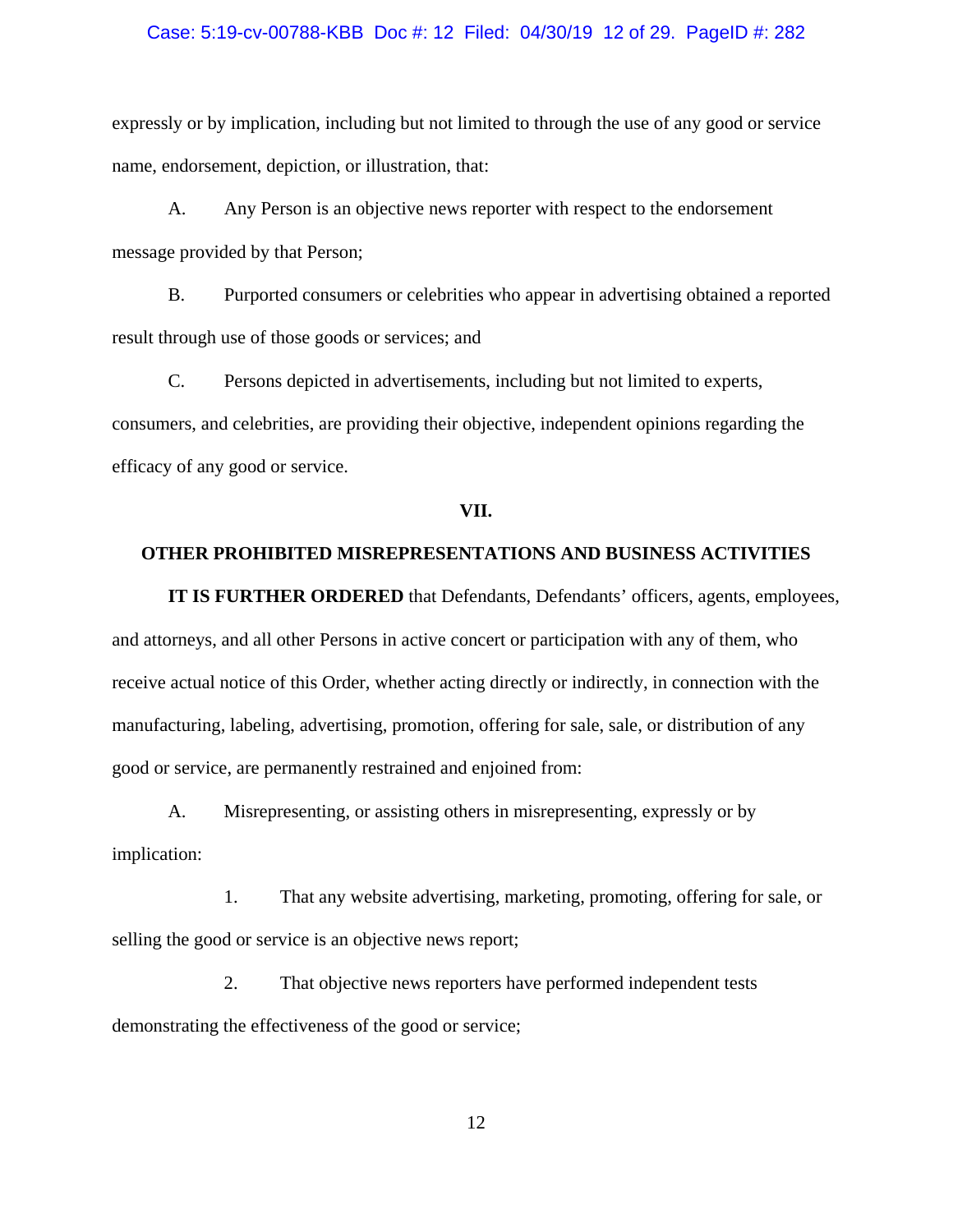expressly or by implication, including but not limited to through the use of any good or service name, endorsement, depiction, or illustration, that:

A. Any Person is an objective news reporter with respect to the endorsement message provided by that Person;

B. Purported consumers or celebrities who appear in advertising obtained a reported result through use of those goods or services; and

C. Persons depicted in advertisements, including but not limited to experts, consumers, and celebrities, are providing their objective, independent opinions regarding the efficacy of any good or service.

## VII.

## OTHER PROHIBITED MISREPRESENTATIONS AND BUSINESS ACTIVITIES

**IT IS FURTHER ORDERED** that Defendants, Defendants' officers, agents, employees, and attorneys, and all other Persons in active concert or participation with any of them, who receive actual notice of this Order, whether acting directly or indirectly, in connection with the manufacturing, labeling, advertising, promotion, offering for sale, sale, or distribution of any good or service, are permanently restrained and enjoined from:

A. Misrepresenting, or assisting others in misrepresenting, expressly or by implication:

1. That any website advertising, marketing, promoting, offering for sale, or selling the good or service is an objective news report;

2. That objective news reporters have performed independent tests demonstrating the effectiveness of the good or service;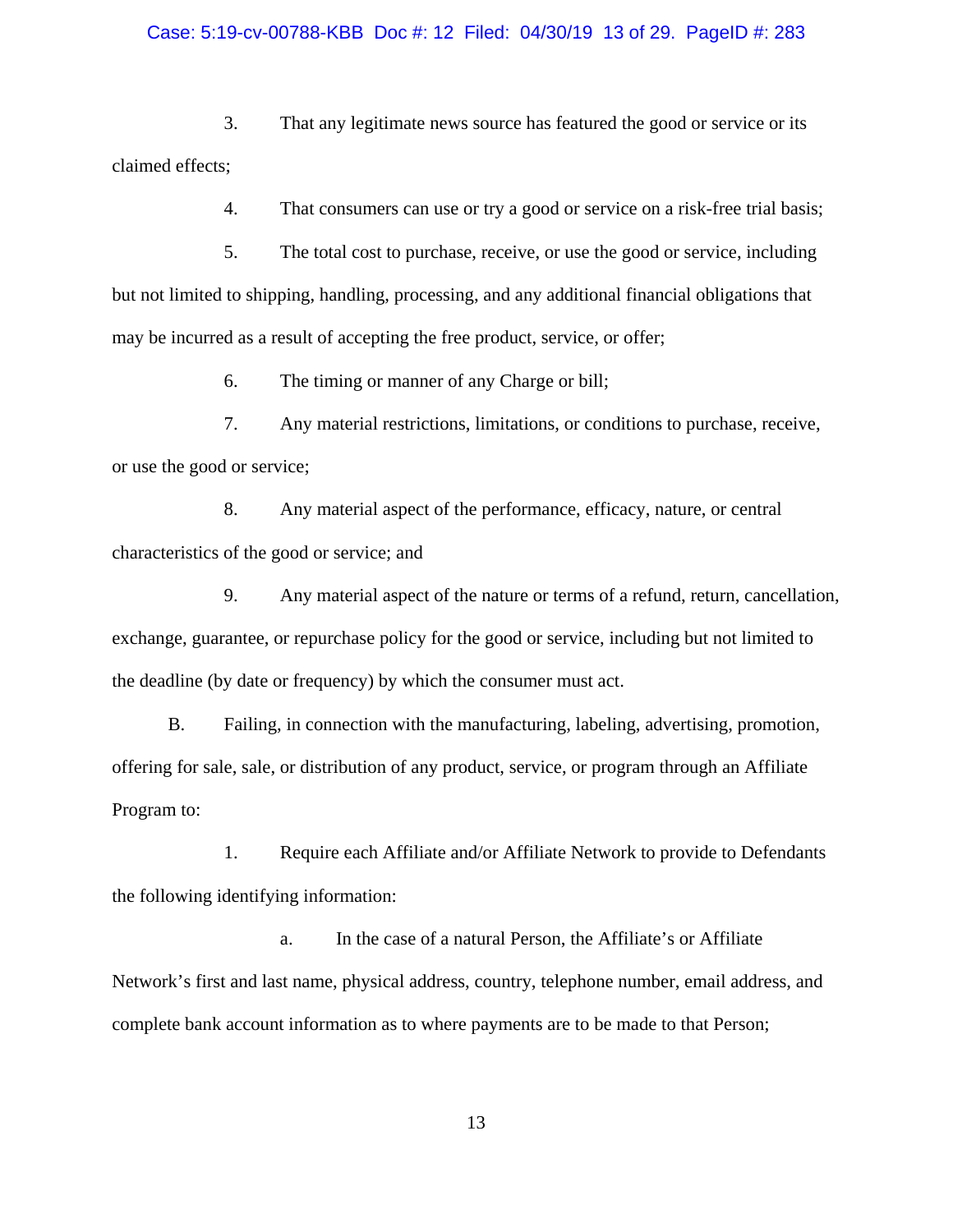3. That any legitimate news source has featured the good or service or its claimed effects;

4. That consumers can use or try a good or service on a risk-free trial basis;

5. The total cost to purchase, receive, or use the good or service, including but not limited to shipping, handling, processing, and any additional financial obligations that may be incurred as a result of accepting the free product, service, or offer;

6. The timing or manner of any Charge or bill;

7. Any material restrictions, limitations, or conditions to purchase, receive, or use the good or service;

8. Any material aspect of the performance, efficacy, nature, or central characteristics of the good or service; and

9. Any material aspect of the nature or terms of a refund, return, cancellation, exchange, guarantee, or repurchase policy for the good or service, including but not limited to the deadline (by date or frequency) by which the consumer must act.

B. Failing, in connection with the manufacturing, labeling, advertising, promotion, offering for sale, sale, or distribution of any product, service, or program through an Affiliate Program to:

1. Require each Affiliate and/or Affiliate Network to provide to Defendants the following identifying information:

a. In the case of a natural Person, the Affiliate's or Affiliate Network's first and last name, physical address, country, telephone number, email address, and complete bank account information as to where payments are to be made to that Person;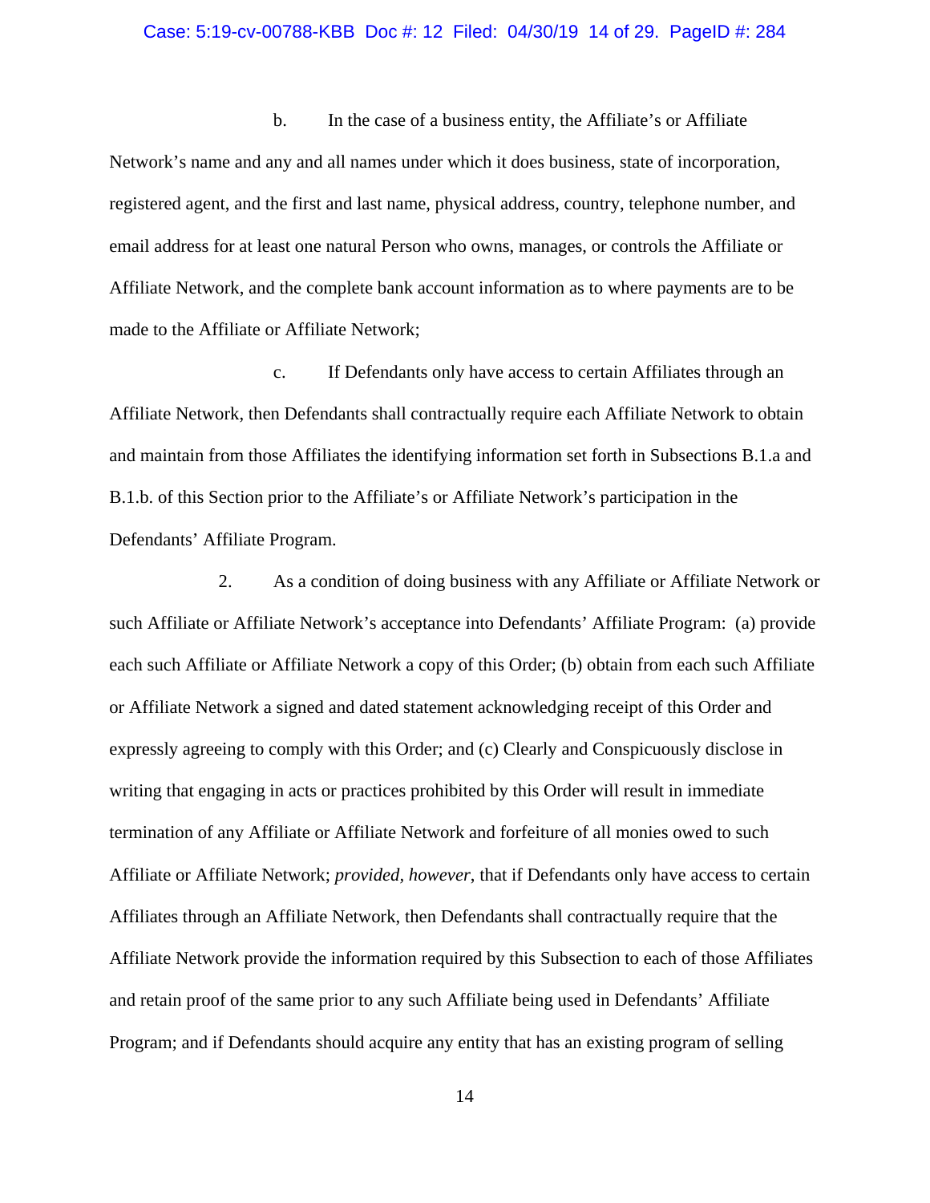b. In the case of a business entity, the Affiliate's or Affiliate Network's name and any and all names under which it does business, state of incorporation, registered agent, and the first and last name, physical address, country, telephone number, and email address for at least one natural Person who owns, manages, or controls the Affiliate or Affiliate Network, and the complete bank account information as to where payments are to be made to the Affiliate or Affiliate Network;

c. If Defendants only have access to certain Affiliates through an Affiliate Network, then Defendants shall contractually require each Affiliate Network to obtain and maintain from those Affiliates the identifying information set forth in Subsections B.1.a and B.1.b. of this Section prior to the Affiliate's or Affiliate Network's participation in the Defendants' Affiliate Program.

2. As a condition of doing business with any Affiliate or Affiliate Network or such Affiliate or Affiliate Network's acceptance into Defendants' Affiliate Program: (a) provide each such Affiliate or Affiliate Network a copy of this Order; (b) obtain from each such Affiliate or Affiliate Network a signed and dated statement acknowledging receipt of this Order and expressly agreeing to comply with this Order; and (c) Clearly and Conspicuously disclose in writing that engaging in acts or practices prohibited by this Order will result in immediate termination of any Affiliate or Affiliate Network and forfeiture of all monies owed to such Affiliate or Affiliate Network; *provided, however*, that if Defendants only have access to certain Affiliates through an Affiliate Network, then Defendants shall contractually require that the Affiliate Network provide the information required by this Subsection to each of those Affiliates and retain proof of the same prior to any such Affiliate being used in Defendants' Affiliate Program; and if Defendants should acquire any entity that has an existing program of selling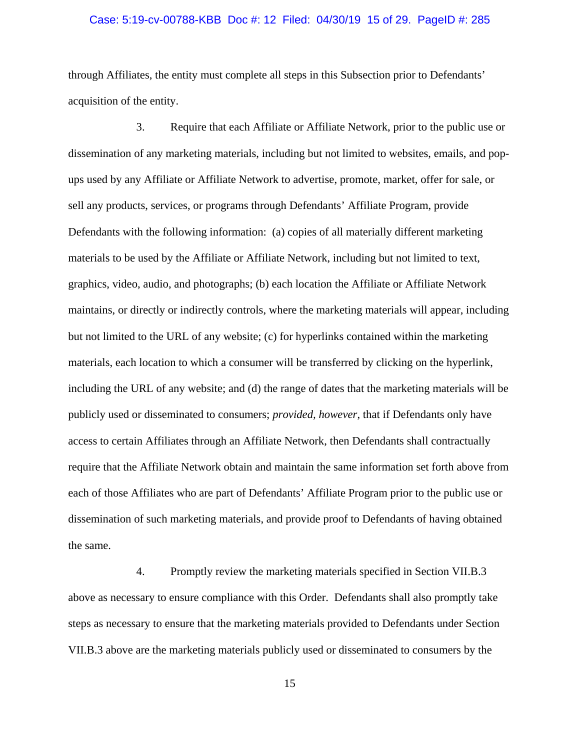through Affiliates, the entity must complete all steps in this Subsection prior to Defendants' acquisition of the entity.

3. Require that each Affiliate or Affiliate Network, prior to the public use or dissemination of any marketing materials, including but not limited to websites, emails, and pop-ups used by any Affiliate or Affiliate Network to advertise, promote, market, offer for sale, or sell any products, services, or programs through Defendants' Affiliate Program, provide Defendants with the following information: (a) copies of all materially different marketing materials to be used by the Affiliate or Affiliate Network, including but not limited to text, graphics, video, audio, and photographs; (b) each location the Affiliate or Affiliate Network maintains, or directly or indirectly controls, where the marketing materials will appear, including but not limited to the URL of any website; (c) for hyperlinks contained within the marketing materials, each location to which a consumer will be transferred by clicking on the hyperlink, including the URL of any website; and (d) the range of dates that the marketing materials will be publicly used or disseminated to consumers; *provided, however*, that if Defendants only have access to certain Affiliates through an Affiliate Network, then Defendants shall contractually require that the Affiliate Network obtain and maintain the same information set forth above from each of those Affiliates who are part of Defendants' Affiliate Program prior to the public use or dissemination of such marketing materials, and provide proof to Defendants of having obtained the same.

4. Promptly review the marketing materials specified in Section VII.B.3 above as necessary to ensure compliance with this Order. Defendants shall also promptly take steps as necessary to ensure that the marketing materials provided to Defendants under Section VII.B.3 above are the marketing materials publicly used or disseminated to consumers by the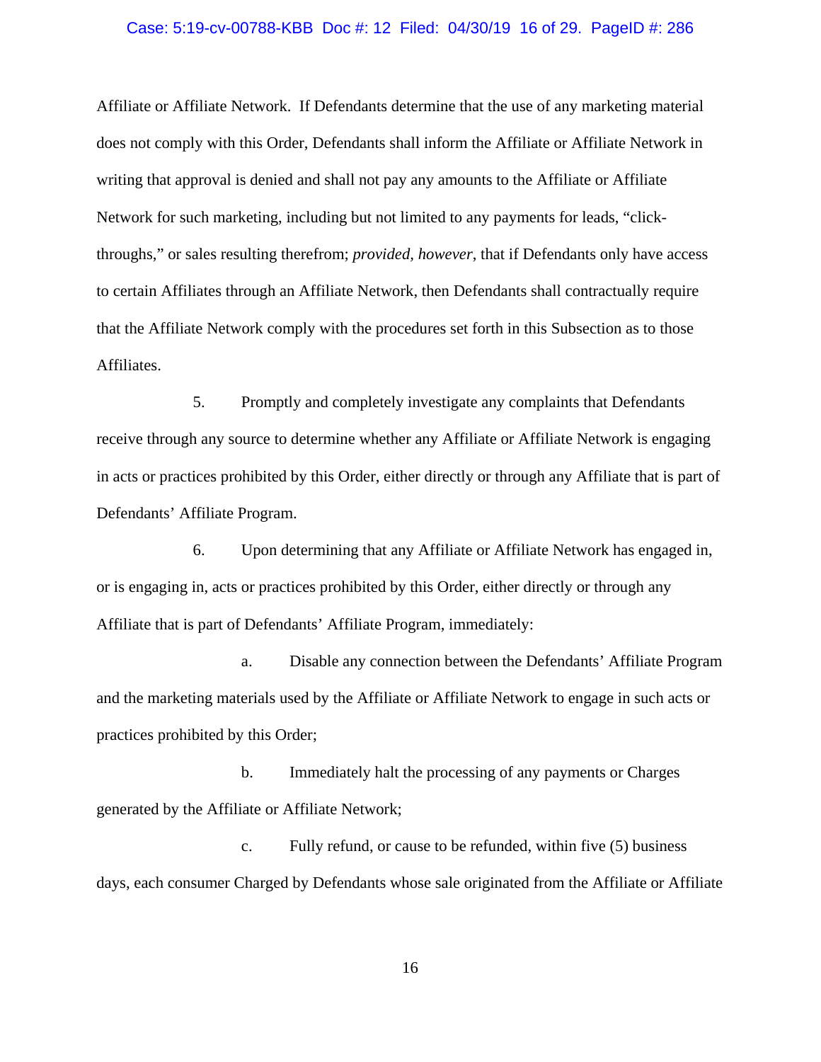Affiliate or Affiliate Network. If Defendants determine that the use of any marketing material does not comply with this Order, Defendants shall inform the Affiliate or Affiliate Network in writing that approval is denied and shall not pay any amounts to the Affiliate or Affiliate Network for such marketing, including but not limited to any payments for leads, "click-throughs," or sales resulting therefrom; *provided, however*, that if Defendants only have access to certain Affiliates through an Affiliate Network, then Defendants shall contractually require that the Affiliate Network comply with the procedures set forth in this Subsection as to those Affiliates.

5. Promptly and completely investigate any complaints that Defendants receive through any source to determine whether any Affiliate or Affiliate Network is engaging in acts or practices prohibited by this Order, either directly or through any Affiliate that is part of Defendants' Affiliate Program.

6. Upon determining that any Affiliate or Affiliate Network has engaged in, or is engaging in, acts or practices prohibited by this Order, either directly or through any Affiliate that is part of Defendants' Affiliate Program, immediately:

a. Disable any connection between the Defendants' Affiliate Program and the marketing materials used by the Affiliate or Affiliate Network to engage in such acts or practices prohibited by this Order;

b. Immediately halt the processing of any payments or Charges generated by the Affiliate or Affiliate Network;

c. Fully refund, or cause to be refunded, within five (5) business days, each consumer Charged by Defendants whose sale originated from the Affiliate or Affiliate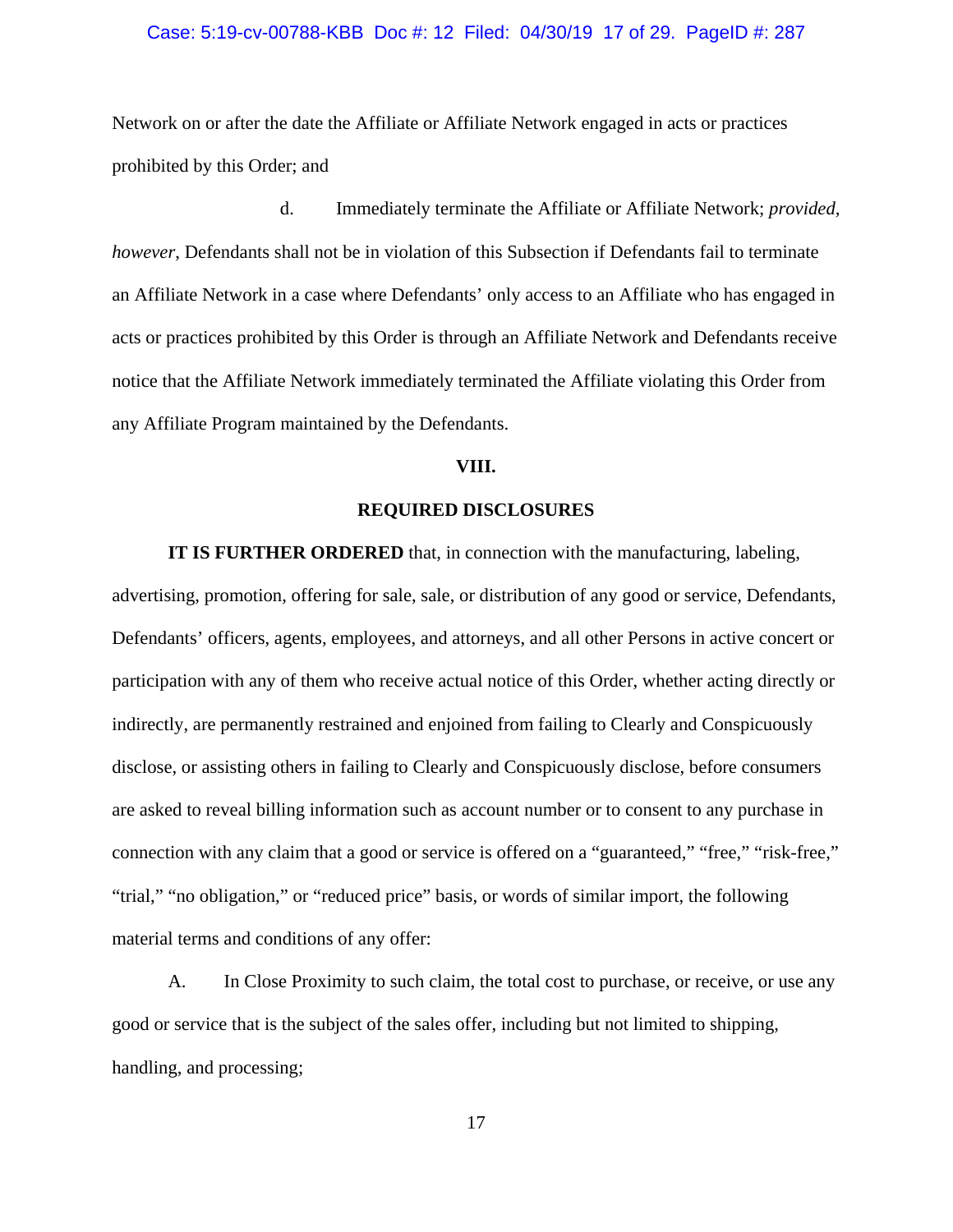Network on or after the date the Affiliate or Affiliate Network engaged in acts or practices prohibited by this Order; and

d. Immediately terminate the Affiliate or Affiliate Network; *provided, however*, Defendants shall not be in violation of this Subsection if Defendants fail to terminate an Affiliate Network in a case where Defendants' only access to an Affiliate who has engaged in acts or practices prohibited by this Order is through an Affiliate Network and Defendants receive notice that the Affiliate Network immediately terminated the Affiliate violating this Order from any Affiliate Program maintained by the Defendants.

## VIII.

## REQUIRED DISCLOSURES

**IT IS FURTHER ORDERED** that, in connection with the manufacturing, labeling, advertising, promotion, offering for sale, sale, or distribution of any good or service, Defendants, Defendants' officers, agents, employees, and attorneys, and all other Persons in active concert or participation with any of them who receive actual notice of this Order, whether acting directly or indirectly, are permanently restrained and enjoined from failing to Clearly and Conspicuously disclose, or assisting others in failing to Clearly and Conspicuously disclose, before consumers are asked to reveal billing information such as account number or to consent to any purchase in connection with any claim that a good or service is offered on a "guaranteed," "free," "risk-free," "trial," "no obligation," or "reduced price" basis, or words of similar import, the following material terms and conditions of any offer:

A. In Close Proximity to such claim, the total cost to purchase, or receive, or use any good or service that is the subject of the sales offer, including but not limited to shipping, handling, and processing;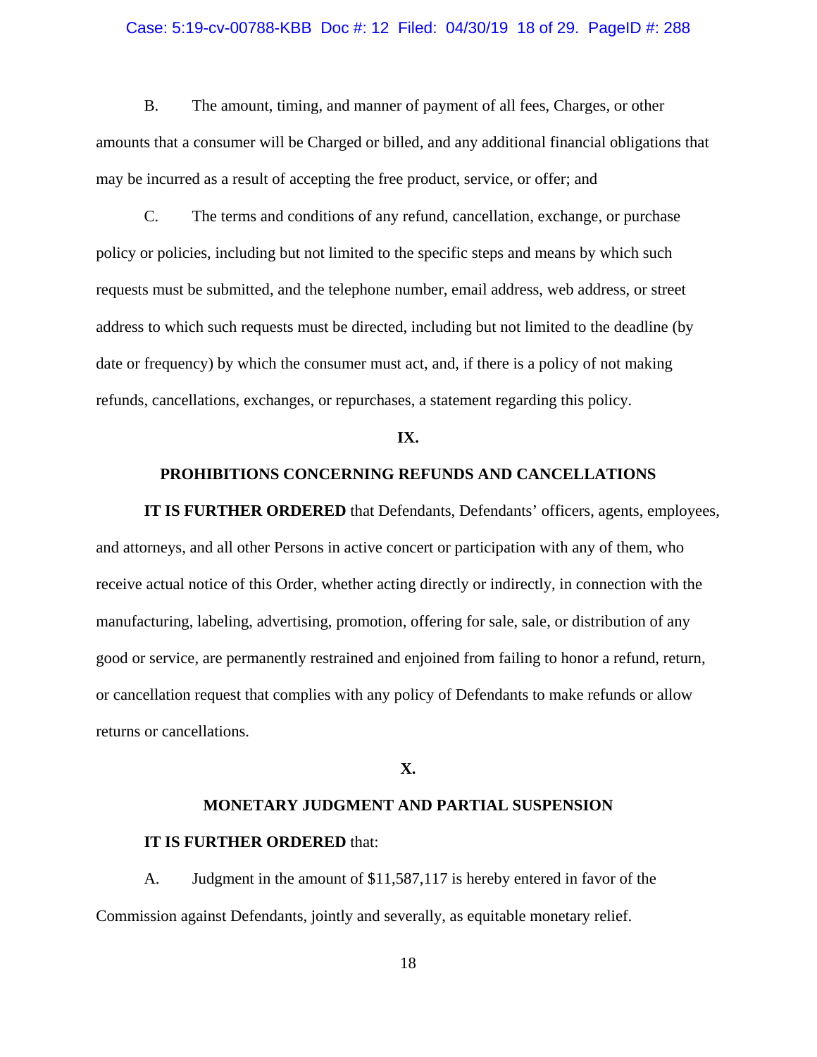B. The amount, timing, and manner of payment of all fees, Charges, or other amounts that a consumer will be Charged or billed, and any additional financial obligations that may be incurred as a result of accepting the free product, service, or offer; and

C. The terms and conditions of any refund, cancellation, exchange, or purchase policy or policies, including but not limited to the specific steps and means by which such requests must be submitted, and the telephone number, email address, web address, or street address to which such requests must be directed, including but not limited to the deadline (by date or frequency) by which the consumer must act, and, if there is a policy of not making refunds, cancellations, exchanges, or repurchases, a statement regarding this policy.

## IX.

## PROHIBITIONS CONCERNING REFUNDS AND CANCELLATIONS

**IT IS FURTHER ORDERED** that Defendants, Defendants' officers, agents, employees, and attorneys, and all other Persons in active concert or participation with any of them, who receive actual notice of this Order, whether acting directly or indirectly, in connection with the manufacturing, labeling, advertising, promotion, offering for sale, sale, or distribution of any good or service, are permanently restrained and enjoined from failing to honor a refund, return, or cancellation request that complies with any policy of Defendants to make refunds or allow returns or cancellations.

## X.

## MONETARY JUDGMENT AND PARTIAL SUSPENSION

**IT IS FURTHER ORDERED** that:

A. Judgment in the amount of $11,587,117 is hereby entered in favor of the Commission against Defendants, jointly and severally, as equitable monetary relief.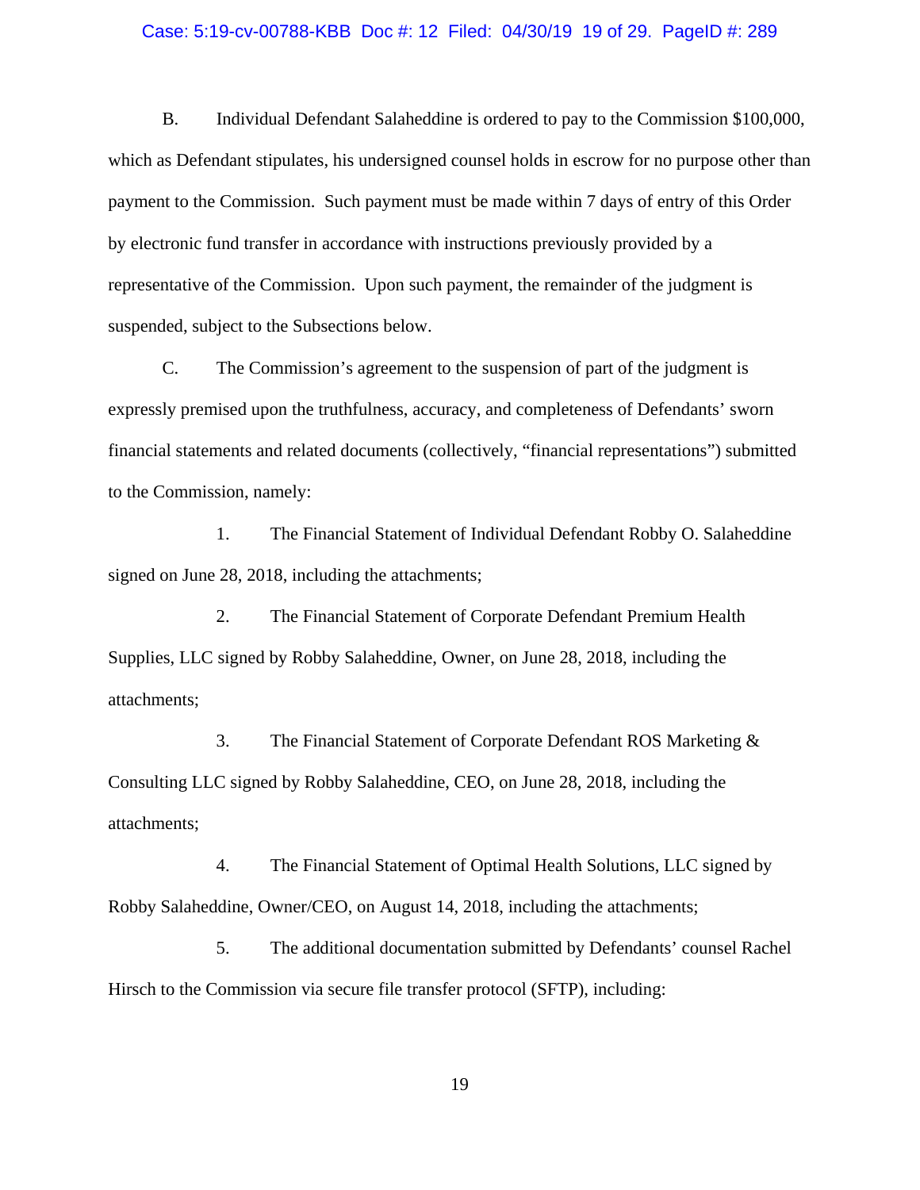B. Individual Defendant Salaheddine is ordered to pay to the Commission $100,000, which as Defendant stipulates, his undersigned counsel holds in escrow for no purpose other than payment to the Commission. Such payment must be made within 7 days of entry of this Order by electronic fund transfer in accordance with instructions previously provided by a representative of the Commission. Upon such payment, the remainder of the judgment is suspended, subject to the Subsections below.

C. The Commission's agreement to the suspension of part of the judgment is expressly premised upon the truthfulness, accuracy, and completeness of Defendants' sworn financial statements and related documents (collectively, "financial representations") submitted to the Commission, namely:

1. The Financial Statement of Individual Defendant Robby O. Salaheddine signed on June 28, 2018, including the attachments;

2. The Financial Statement of Corporate Defendant Premium Health Supplies, LLC signed by Robby Salaheddine, Owner, on June 28, 2018, including the attachments;

3. The Financial Statement of Corporate Defendant ROS Marketing & Consulting LLC signed by Robby Salaheddine, CEO, on June 28, 2018, including the attachments;

4. The Financial Statement of Optimal Health Solutions, LLC signed by Robby Salaheddine, Owner/CEO, on August 14, 2018, including the attachments;

5. The additional documentation submitted by Defendants' counsel Rachel Hirsch to the Commission via secure file transfer protocol (SFTP), including: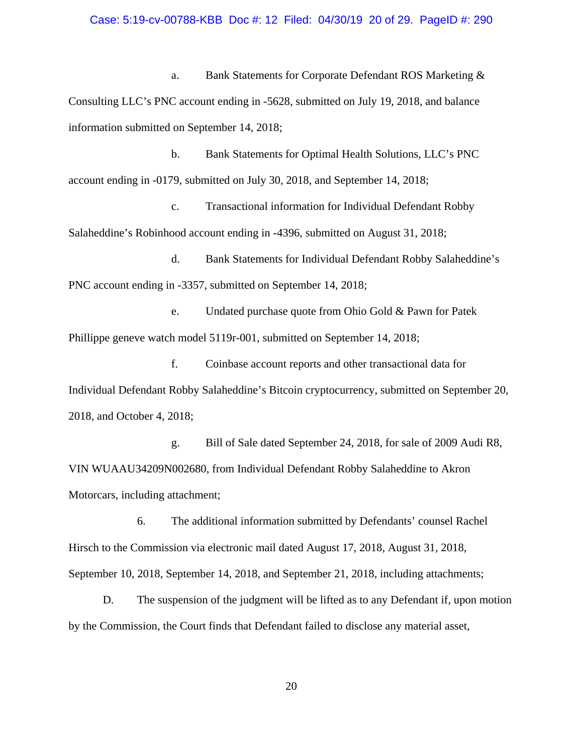a. Bank Statements for Corporate Defendant ROS Marketing & Consulting LLC's PNC account ending in -5628, submitted on July 19, 2018, and balance information submitted on September 14, 2018;

b. Bank Statements for Optimal Health Solutions, LLC's PNC account ending in -0179, submitted on July 30, 2018, and September 14, 2018;

c. Transactional information for Individual Defendant Robby Salaheddine's Robinhood account ending in -4396, submitted on August 31, 2018;

d. Bank Statements for Individual Defendant Robby Salaheddine's PNC account ending in -3357, submitted on September 14, 2018;

e. Undated purchase quote from Ohio Gold & Pawn for Patek Phillippe geneve watch model 5119r-001, submitted on September 14, 2018;

f. Coinbase account reports and other transactional data for Individual Defendant Robby Salaheddine's Bitcoin cryptocurrency, submitted on September 20, 2018, and October 4, 2018;

g. Bill of Sale dated September 24, 2018, for sale of 2009 Audi R8, VIN WUAAU34209N002680, from Individual Defendant Robby Salaheddine to Akron Motorcars, including attachment;

6. The additional information submitted by Defendants' counsel Rachel Hirsch to the Commission via electronic mail dated August 17, 2018, August 31, 2018, September 10, 2018, September 14, 2018, and September 21, 2018, including attachments;

D. The suspension of the judgment will be lifted as to any Defendant if, upon motion by the Commission, the Court finds that Defendant failed to disclose any material asset,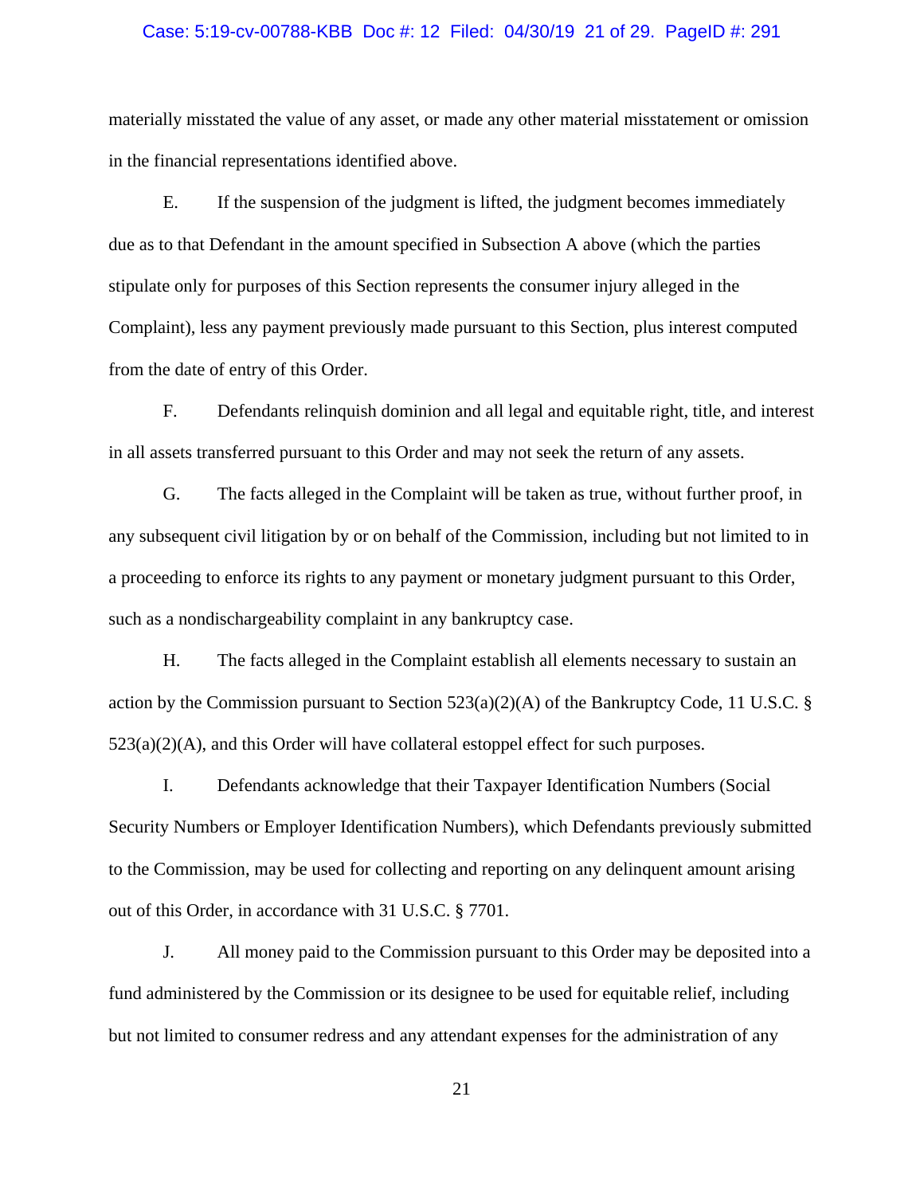materially misstated the value of any asset, or made any other material misstatement or omission in the financial representations identified above.

E. If the suspension of the judgment is lifted, the judgment becomes immediately due as to that Defendant in the amount specified in Subsection A above (which the parties stipulate only for purposes of this Section represents the consumer injury alleged in the Complaint), less any payment previously made pursuant to this Section, plus interest computed from the date of entry of this Order.

F. Defendants relinquish dominion and all legal and equitable right, title, and interest in all assets transferred pursuant to this Order and may not seek the return of any assets.

G. The facts alleged in the Complaint will be taken as true, without further proof, in any subsequent civil litigation by or on behalf of the Commission, including but not limited to in a proceeding to enforce its rights to any payment or monetary judgment pursuant to this Order, such as a nondischargeability complaint in any bankruptcy case.

H. The facts alleged in the Complaint establish all elements necessary to sustain an action by the Commission pursuant to Section 523(a)(2)(A) of the Bankruptcy Code, 11 U.S.C. § 523(a)(2)(A), and this Order will have collateral estoppel effect for such purposes.

I. Defendants acknowledge that their Taxpayer Identification Numbers (Social Security Numbers or Employer Identification Numbers), which Defendants previously submitted to the Commission, may be used for collecting and reporting on any delinquent amount arising out of this Order, in accordance with 31 U.S.C. § 7701.

J. All money paid to the Commission pursuant to this Order may be deposited into a fund administered by the Commission or its designee to be used for equitable relief, including but not limited to consumer redress and any attendant expenses for the administration of any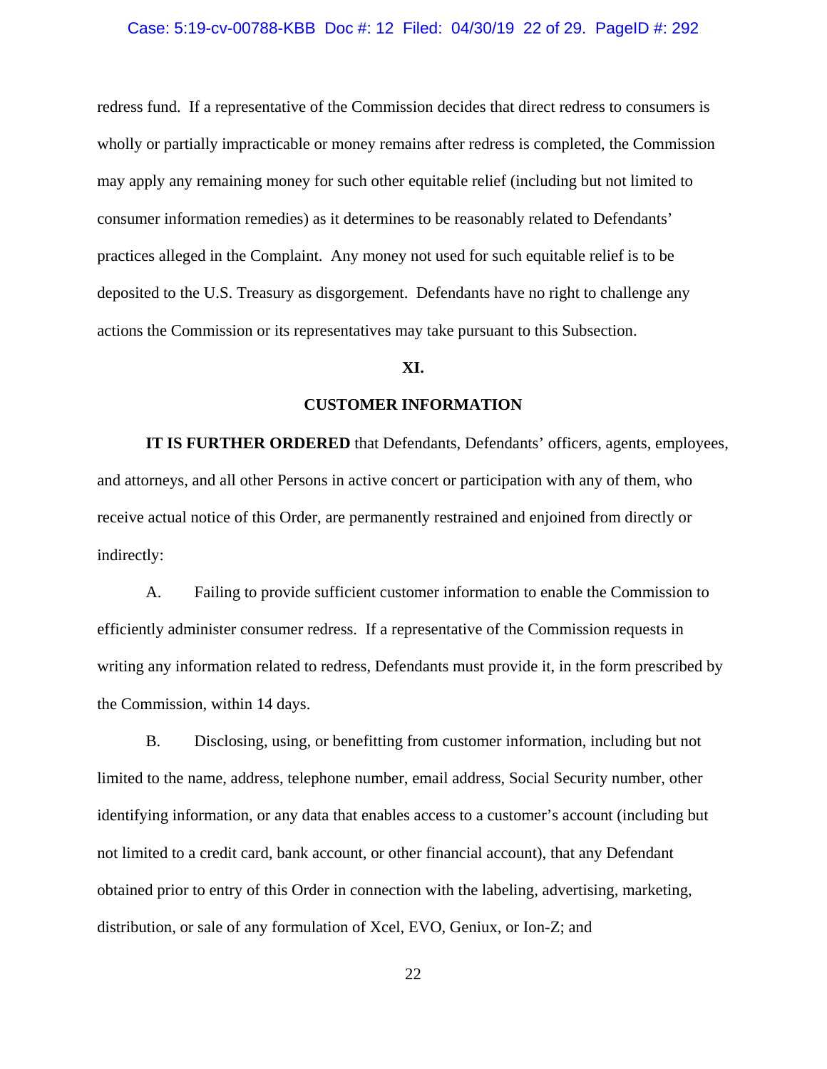redress fund. If a representative of the Commission decides that direct redress to consumers is wholly or partially impracticable or money remains after redress is completed, the Commission may apply any remaining money for such other equitable relief (including but not limited to consumer information remedies) as it determines to be reasonably related to Defendants' practices alleged in the Complaint. Any money not used for such equitable relief is to be deposited to the U.S. Treasury as disgorgement. Defendants have no right to challenge any actions the Commission or its representatives may take pursuant to this Subsection.

## XI.

## CUSTOMER INFORMATION

**IT IS FURTHER ORDERED** that Defendants, Defendants' officers, agents, employees, and attorneys, and all other Persons in active concert or participation with any of them, who receive actual notice of this Order, are permanently restrained and enjoined from directly or indirectly:

A. Failing to provide sufficient customer information to enable the Commission to efficiently administer consumer redress. If a representative of the Commission requests in writing any information related to redress, Defendants must provide it, in the form prescribed by the Commission, within 14 days.

B. Disclosing, using, or benefitting from customer information, including but not limited to the name, address, telephone number, email address, Social Security number, other identifying information, or any data that enables access to a customer's account (including but not limited to a credit card, bank account, or other financial account), that any Defendant obtained prior to entry of this Order in connection with the labeling, advertising, marketing, distribution, or sale of any formulation of Xcel, EVO, Geniux, or Ion-Z; and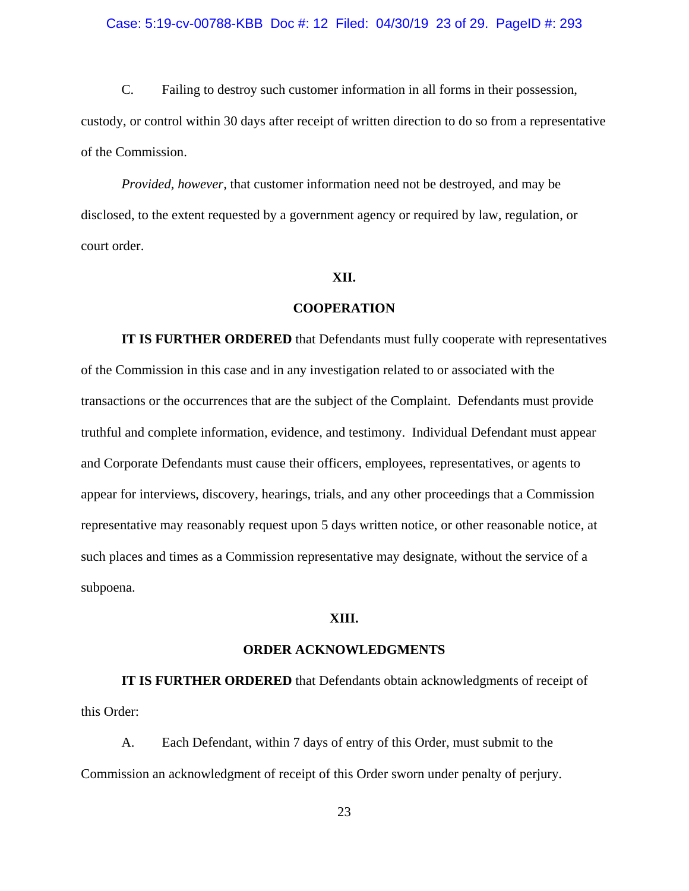C. Failing to destroy such customer information in all forms in their possession, custody, or control within 30 days after receipt of written direction to do so from a representative of the Commission.

*Provided, however*, that customer information need not be destroyed, and may be disclosed, to the extent requested by a government agency or required by law, regulation, or court order.

## XII.

## COOPERATION

**IT IS FURTHER ORDERED** that Defendants must fully cooperate with representatives of the Commission in this case and in any investigation related to or associated with the transactions or the occurrences that are the subject of the Complaint. Defendants must provide truthful and complete information, evidence, and testimony. Individual Defendant must appear and Corporate Defendants must cause their officers, employees, representatives, or agents to appear for interviews, discovery, hearings, trials, and any other proceedings that a Commission representative may reasonably request upon 5 days written notice, or other reasonable notice, at such places and times as a Commission representative may designate, without the service of a subpoena.

## XIII.

## ORDER ACKNOWLEDGMENTS

**IT IS FURTHER ORDERED** that Defendants obtain acknowledgments of receipt of this Order:

A. Each Defendant, within 7 days of entry of this Order, must submit to the Commission an acknowledgment of receipt of this Order sworn under penalty of perjury.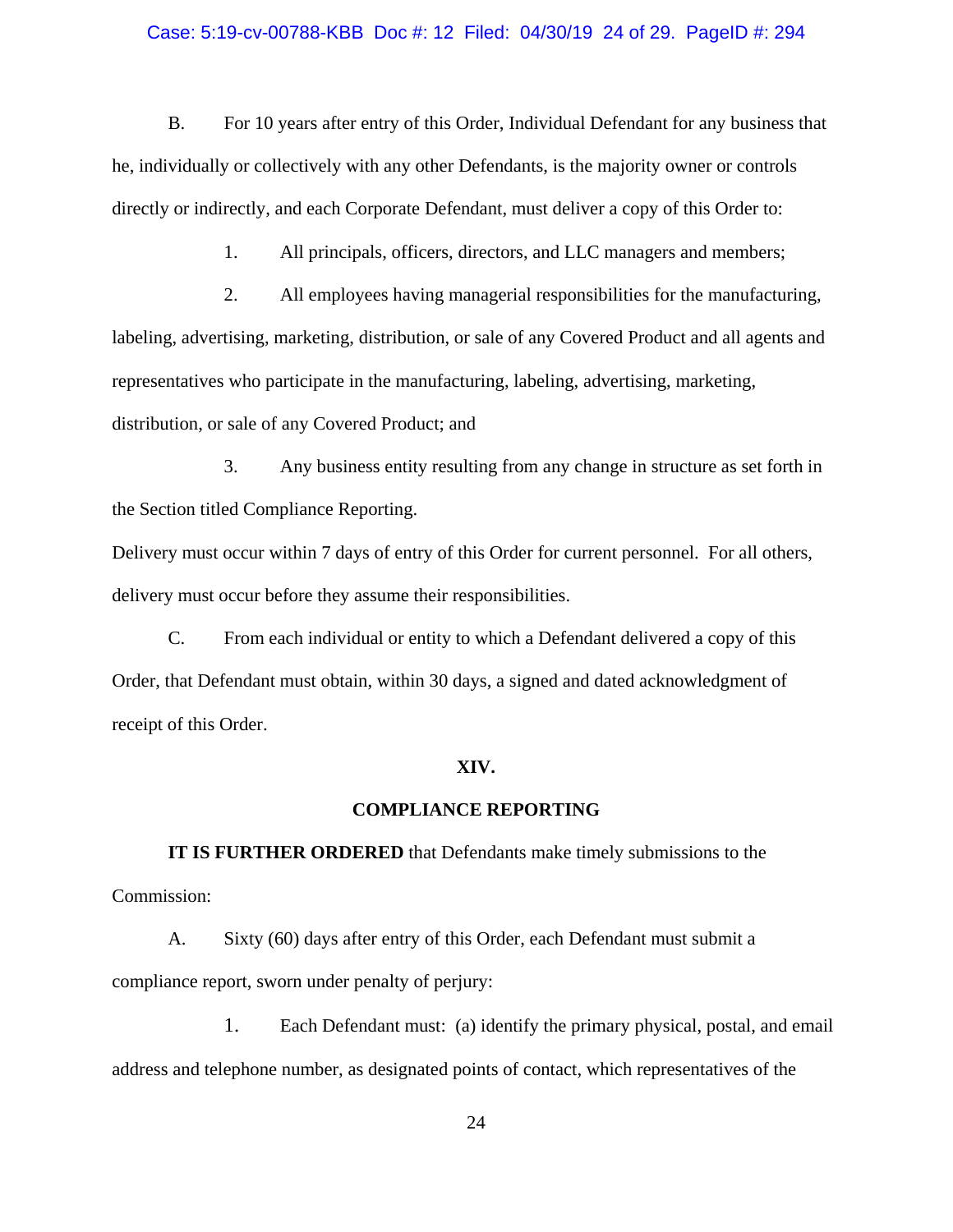B. For 10 years after entry of this Order, Individual Defendant for any business that he, individually or collectively with any other Defendants, is the majority owner or controls directly or indirectly, and each Corporate Defendant, must deliver a copy of this Order to:

1. All principals, officers, directors, and LLC managers and members;

2. All employees having managerial responsibilities for the manufacturing, labeling, advertising, marketing, distribution, or sale of any Covered Product and all agents and representatives who participate in the manufacturing, labeling, advertising, marketing, distribution, or sale of any Covered Product; and

3. Any business entity resulting from any change in structure as set forth in the Section titled Compliance Reporting.

Delivery must occur within 7 days of entry of this Order for current personnel. For all others, delivery must occur before they assume their responsibilities.

C. From each individual or entity to which a Defendant delivered a copy of this Order, that Defendant must obtain, within 30 days, a signed and dated acknowledgment of receipt of this Order.

## XIV.

## COMPLIANCE REPORTING

**IT IS FURTHER ORDERED** that Defendants make timely submissions to the Commission:

A. Sixty (60) days after entry of this Order, each Defendant must submit a compliance report, sworn under penalty of perjury:

1. Each Defendant must: (a) identify the primary physical, postal, and email address and telephone number, as designated points of contact, which representatives of the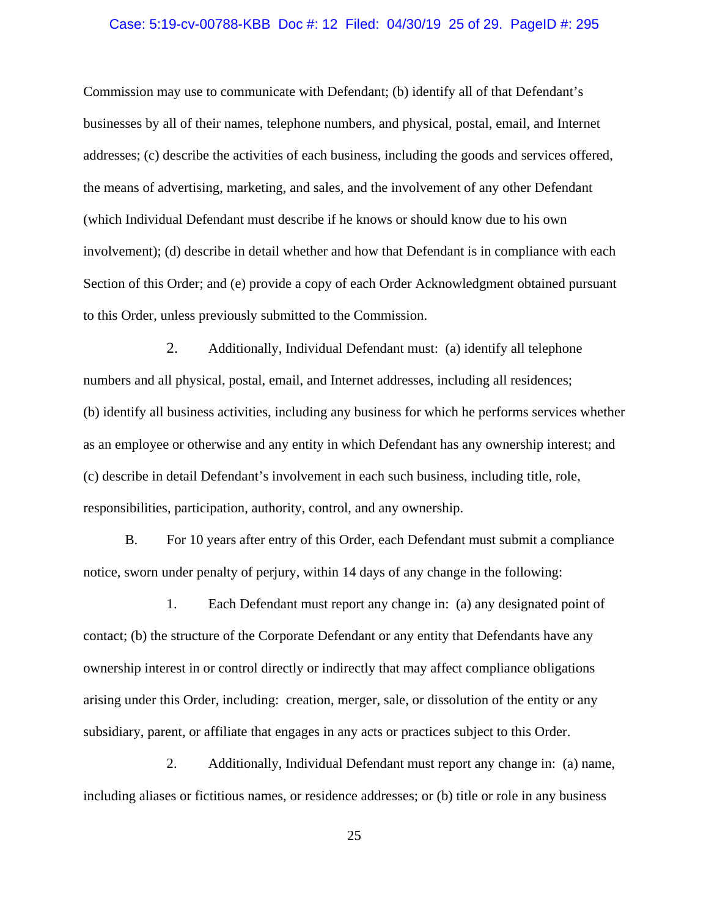Commission may use to communicate with Defendant; (b) identify all of that Defendant's businesses by all of their names, telephone numbers, and physical, postal, email, and Internet addresses; (c) describe the activities of each business, including the goods and services offered, the means of advertising, marketing, and sales, and the involvement of any other Defendant (which Individual Defendant must describe if he knows or should know due to his own involvement); (d) describe in detail whether and how that Defendant is in compliance with each Section of this Order; and (e) provide a copy of each Order Acknowledgment obtained pursuant to this Order, unless previously submitted to the Commission.

2. Additionally, Individual Defendant must: (a) identify all telephone numbers and all physical, postal, email, and Internet addresses, including all residences; (b) identify all business activities, including any business for which he performs services whether as an employee or otherwise and any entity in which Defendant has any ownership interest; and (c) describe in detail Defendant's involvement in each such business, including title, role, responsibilities, participation, authority, control, and any ownership.

B. For 10 years after entry of this Order, each Defendant must submit a compliance notice, sworn under penalty of perjury, within 14 days of any change in the following:

1. Each Defendant must report any change in: (a) any designated point of contact; (b) the structure of the Corporate Defendant or any entity that Defendants have any ownership interest in or control directly or indirectly that may affect compliance obligations arising under this Order, including: creation, merger, sale, or dissolution of the entity or any subsidiary, parent, or affiliate that engages in any acts or practices subject to this Order.

2. Additionally, Individual Defendant must report any change in: (a) name, including aliases or fictitious names, or residence addresses; or (b) title or role in any business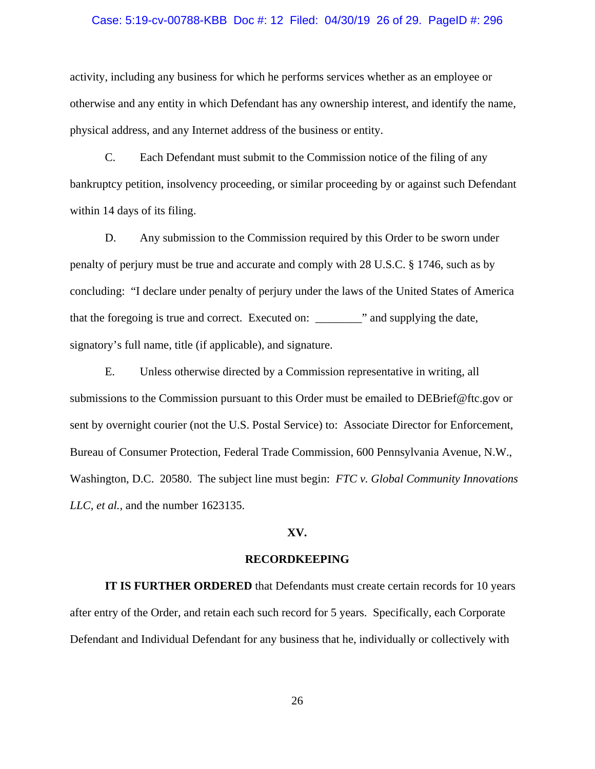activity, including any business for which he performs services whether as an employee or otherwise and any entity in which Defendant has any ownership interest, and identify the name, physical address, and any Internet address of the business or entity.

C. Each Defendant must submit to the Commission notice of the filing of any bankruptcy petition, insolvency proceeding, or similar proceeding by or against such Defendant within 14 days of its filing.

D. Any submission to the Commission required by this Order to be sworn under penalty of perjury must be true and accurate and comply with 28 U.S.C. § 1746, such as by concluding: "I declare under penalty of perjury under the laws of the United States of America that the foregoing is true and correct. Executed on: ________" and supplying the date, signatory's full name, title (if applicable), and signature.

E. Unless otherwise directed by a Commission representative in writing, all submissions to the Commission pursuant to this Order must be emailed to DEBrief@ftc.gov or sent by overnight courier (not the U.S. Postal Service) to: Associate Director for Enforcement, Bureau of Consumer Protection, Federal Trade Commission, 600 Pennsylvania Avenue, N.W., Washington, D.C. 20580. The subject line must begin: *FTC v. Global Community Innovations LLC, et al.*, and the number 1623135.

## XV.

## RECORDKEEPING

**IT IS FURTHER ORDERED** that Defendants must create certain records for 10 years after entry of the Order, and retain each such record for 5 years. Specifically, each Corporate Defendant and Individual Defendant for any business that he, individually or collectively with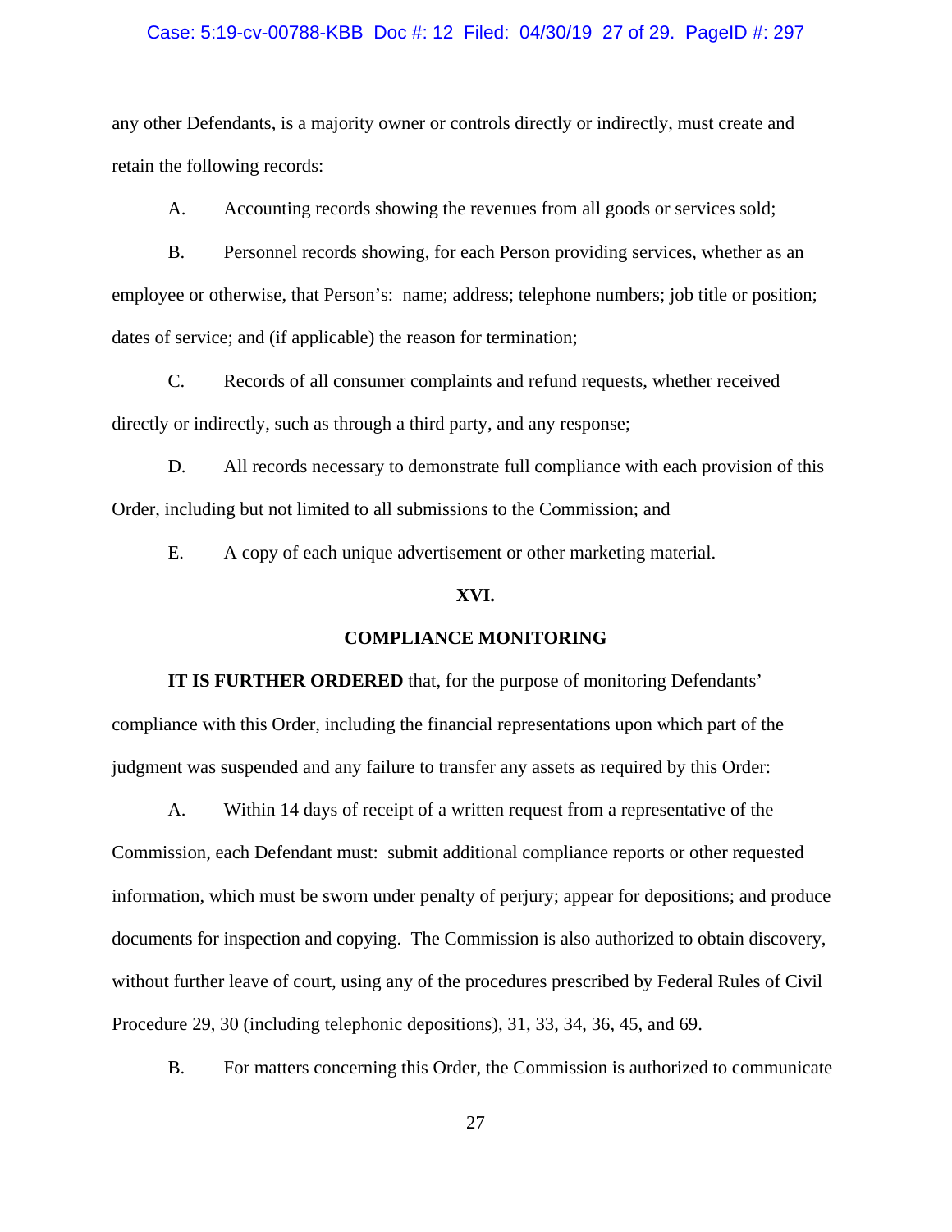any other Defendants, is a majority owner or controls directly or indirectly, must create and retain the following records:

A. Accounting records showing the revenues from all goods or services sold;

B. Personnel records showing, for each Person providing services, whether as an employee or otherwise, that Person's: name; address; telephone numbers; job title or position; dates of service; and (if applicable) the reason for termination;

C. Records of all consumer complaints and refund requests, whether received directly or indirectly, such as through a third party, and any response;

D. All records necessary to demonstrate full compliance with each provision of this Order, including but not limited to all submissions to the Commission; and

E. A copy of each unique advertisement or other marketing material.

## XVI.

## COMPLIANCE MONITORING

**IT IS FURTHER ORDERED** that, for the purpose of monitoring Defendants' compliance with this Order, including the financial representations upon which part of the judgment was suspended and any failure to transfer any assets as required by this Order:

A. Within 14 days of receipt of a written request from a representative of the Commission, each Defendant must: submit additional compliance reports or other requested information, which must be sworn under penalty of perjury; appear for depositions; and produce documents for inspection and copying. The Commission is also authorized to obtain discovery, without further leave of court, using any of the procedures prescribed by Federal Rules of Civil Procedure 29, 30 (including telephonic depositions), 31, 33, 34, 36, 45, and 69.

B. For matters concerning this Order, the Commission is authorized to communicate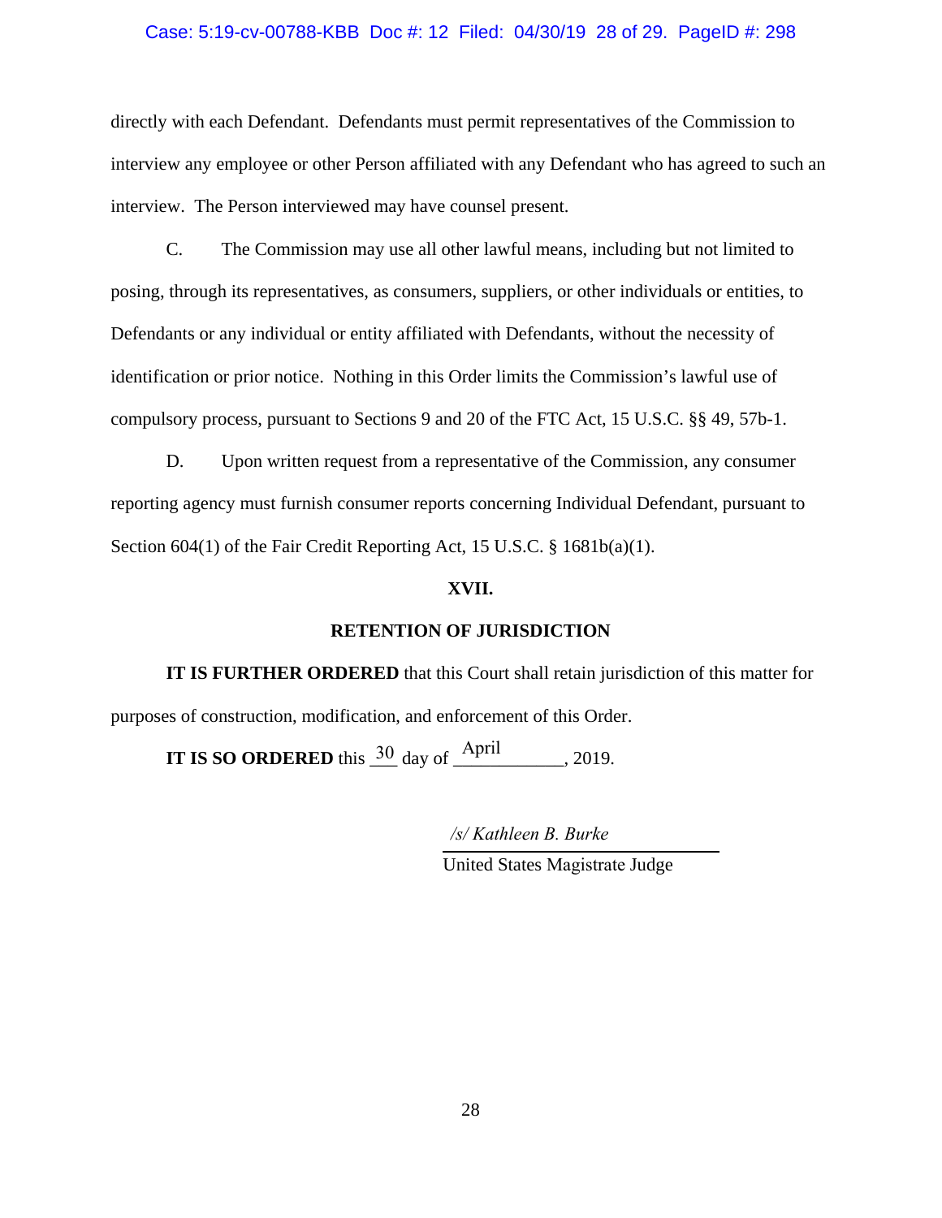directly with each Defendant. Defendants must permit representatives of the Commission to interview any employee or other Person affiliated with any Defendant who has agreed to such an interview. The Person interviewed may have counsel present.

C. The Commission may use all other lawful means, including but not limited to posing, through its representatives, as consumers, suppliers, or other individuals or entities, to Defendants or any individual or entity affiliated with Defendants, without the necessity of identification or prior notice. Nothing in this Order limits the Commission's lawful use of compulsory process, pursuant to Sections 9 and 20 of the FTC Act, 15 U.S.C. §§ 49, 57b-1.

D. Upon written request from a representative of the Commission, any consumer reporting agency must furnish consumer reports concerning Individual Defendant, pursuant to Section 604(1) of the Fair Credit Reporting Act, 15 U.S.C. § 1681b(a)(1).

**XVII.**

**RETENTION OF JURISDICTION**

**IT IS FURTHER ORDERED** that this Court shall retain jurisdiction of this matter for purposes of construction, modification, and enforcement of this Order.

**IT IS SO ORDERED** this 30 day of April, 2019.

*/s/ Kathleen B. Burke*

United States Magistrate Judge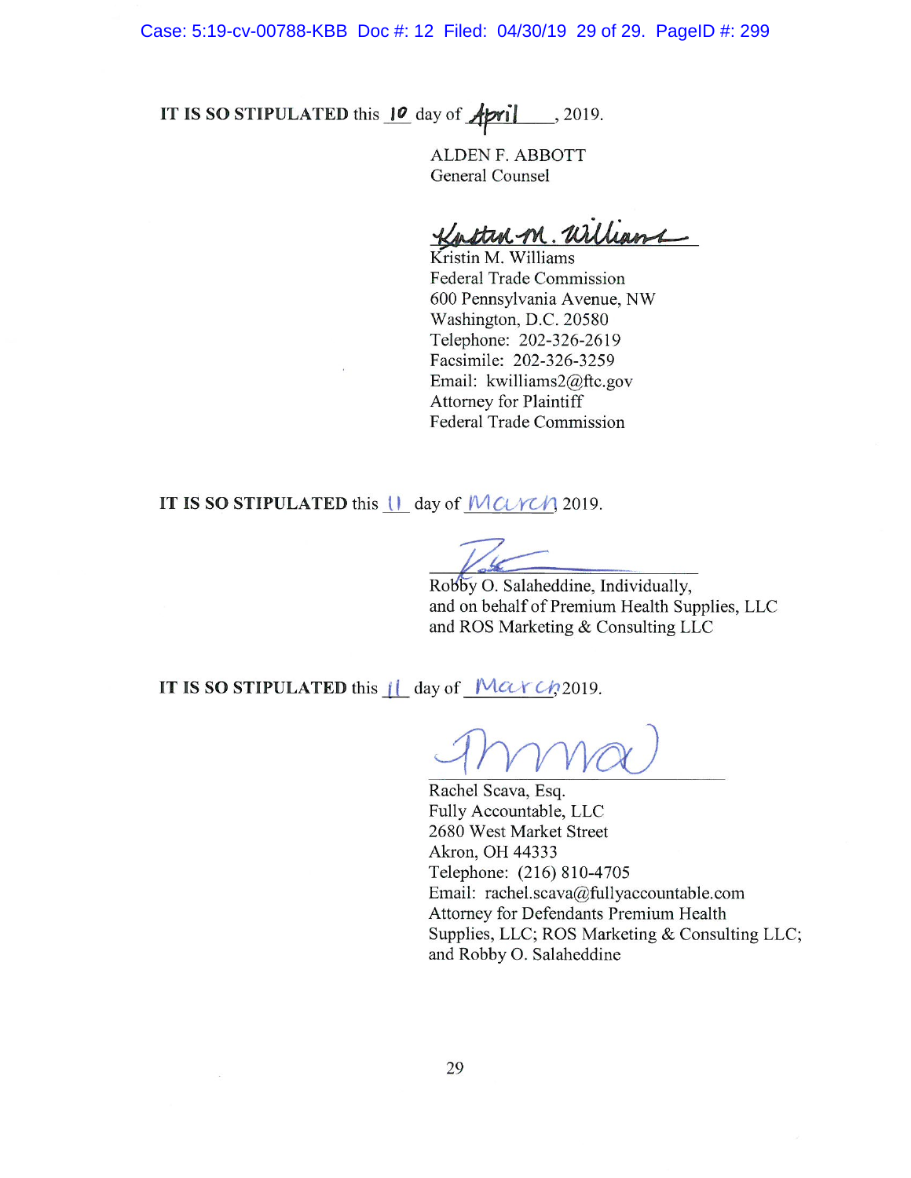**IT IS SO STIPULATED** this 10 day of April, 2019.

ALDEN F. ABBOTT
General Counsel

Kristin M. Williams
Kristin M. Williams
Federal Trade Commission
600 Pennsylvania Avenue, NW
Washington, D.C. 20580
Telephone: 202-326-2619
Facsimile: 202-326-3259
Email: kwilliams2@ftc.gov
Attorney for Plaintiff
Federal Trade Commission

**IT IS SO STIPULATED** this 11 day of March 2019.

Robby O. Salaheddine, Individually,
and on behalf of Premium Health Supplies, LLC
and ROS Marketing & Consulting LLC

**IT IS SO STIPULATED** this 11 day of March, 2019.

Rachel Scava, Esq.
Fully Accountable, LLC
2680 West Market Street
Akron, OH 44333
Telephone: (216) 810-4705
Email: rachel.scava@fullyaccountable.com
Attorney for Defendants Premium Health Supplies, LLC; ROS Marketing & Consulting LLC; and Robby O. Salaheddine